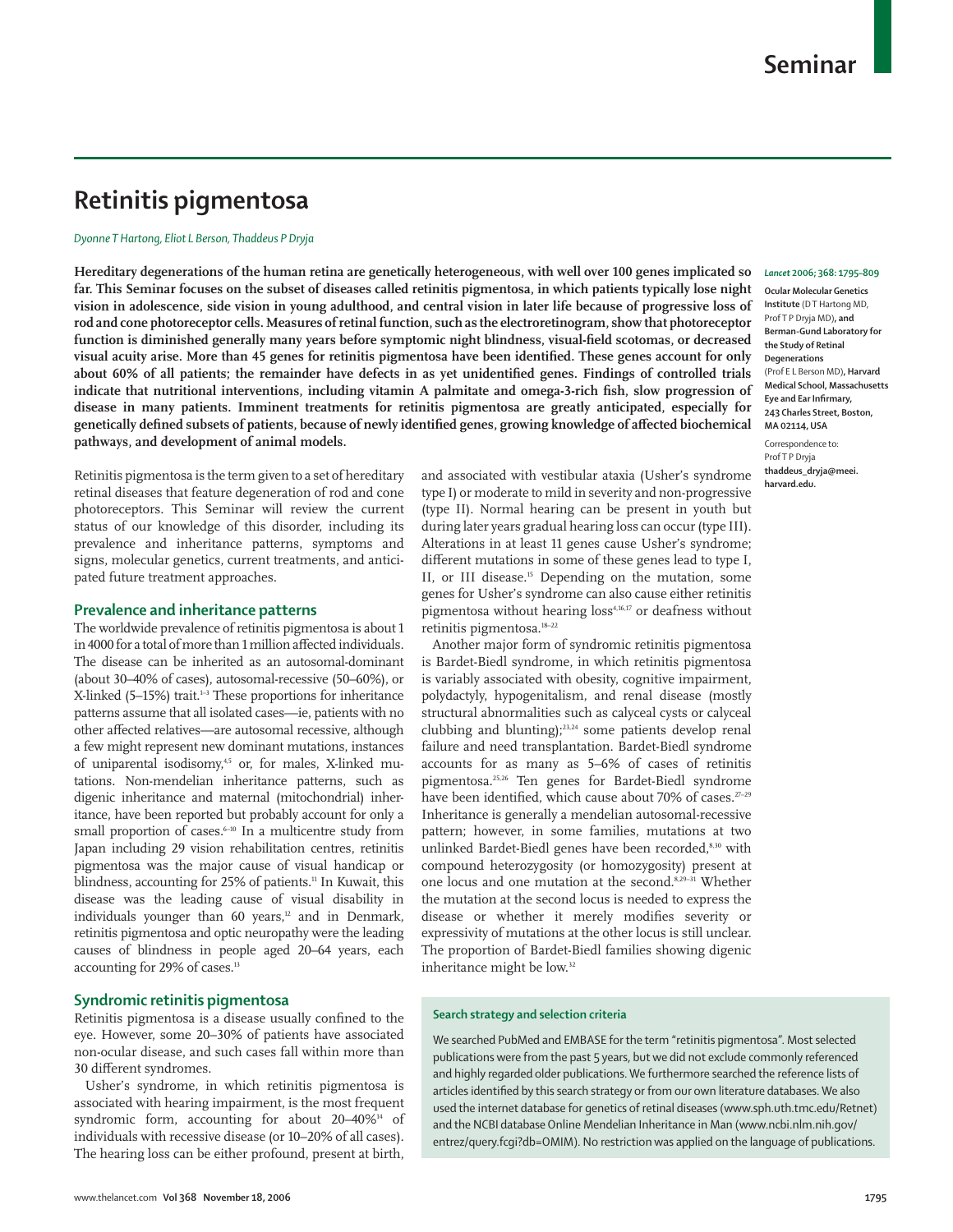# Retinitis pigmentosa

*Dyonne T Hartong, Eliot L Berson, Thaddeus P Dryja*

**Hereditary degenerations of the human retina are genetically heterogeneous, with well over 100 genes implicated so far. This Seminar focuses on the subset of diseases called retinitis pigmentosa, in which patients typically lose night vision in adolescence, side vision in young adulthood, and central vision in later life because of progressive loss of rod and cone photoreceptor cells. Measures of retinal function, such as the electroretinogram, show that photoreceptor function is diminished generally many years before symptomic night blindness, visual-field scotomas, or decreased visual acuity arise. More than 45 genes for retinitis pigmentosa have been identified. These genes account for only about 60% of all patients; the remainder have defects in as yet unidentified genes. Findings of controlled trials indicate that nutritional interventions, including vitamin A palmitate and omega-3-rich fish, slow progression of disease in many patients. Imminent treatments for retinitis pigmentosa are greatly anticipated, especially for genetically defined subsets of patients, because of newly identified genes, growing knowledge of affected biochemical pathways, and development of animal models.**

*Lancet* 2006; 368: 1795–809

**Ocular Molecular Genetics Institute** (D T Hartong MD, Prof T P Dryja MD)**, and Berman-Gund Laboratory for the Study of Retinal Degenerations** (Prof E L Berson MD)**, Harvard Medical School, Massachusetts Eye and Ear Infirmary, 243 Charles Street, Boston, MA 02114, USA**

Correspondence to: Prof T P Dryja **thaddeus_dryja@meei.harvard.edu.**

Retinitis pigmentosa is the term given to a set of hereditary retinal diseases that feature degeneration of rod and cone photoreceptors. This Seminar will review the current status of our knowledge of this disorder, including its prevalence and inheritance patterns, symptoms and signs, molecular genetics, current treatments, and anticipated future treatment approaches.

## Prevalence and inheritance patterns

The worldwide prevalence of retinitis pigmentosa is about 1 in 4000 for a total of more than 1 million affected individuals. The disease can be inherited as an autosomal-dominant (about 30–40% of cases), autosomal-recessive (50–60%), or X-linked (5–15%) trait.[1–3] These proportions for inheritance patterns assume that all isolated cases—ie, patients with no other affected relatives—are autosomal recessive, although a few might represent new dominant mutations, instances of uniparental isodisomy,[4,5] or, for males, X-linked mutations. Non-mendelian inheritance patterns, such as digenic inheritance and maternal (mitochondrial) inheritance, have been reported but probably account for only a small proportion of cases.[6–10] In a multicentre study from Japan including 29 vision rehabilitation centres, retinitis pigmentosa was the major cause of visual handicap or blindness, accounting for 25% of patients.[11] In Kuwait, this disease was the leading cause of visual disability in individuals younger than 60 years,[12] and in Denmark, retinitis pigmentosa and optic neuropathy were the leading causes of blindness in people aged 20–64 years, each accounting for 29% of cases.[13]

## Syndromic retinitis pigmentosa

Retinitis pigmentosa is a disease usually confined to the eye. However, some 20–30% of patients have associated non-ocular disease, and such cases fall within more than 30 different syndromes.

Usher's syndrome, in which retinitis pigmentosa is associated with hearing impairment, is the most frequent syndromic form, accounting for about 20–40%[14] of individuals with recessive disease (or 10–20% of all cases). The hearing loss can be either profound, present at birth, and associated with vestibular ataxia (Usher's syndrome type I) or moderate to mild in severity and non-progressive (type II). Normal hearing can be present in youth but during later years gradual hearing loss can occur (type III). Alterations in at least 11 genes cause Usher's syndrome; different mutations in some of these genes lead to type I, II, or III disease.[15] Depending on the mutation, some genes for Usher's syndrome can also cause either retinitis pigmentosa without hearing loss[4,16,17] or deafness without retinitis pigmentosa.[18–22]

Another major form of syndromic retinitis pigmentosa is Bardet-Biedl syndrome, in which retinitis pigmentosa is variably associated with obesity, cognitive impairment, polydactyly, hypogenitalism, and renal disease (mostly structural abnormalities such as calyceal cysts or calyceal clubbing and blunting);[23,24] some patients develop renal failure and need transplantation. Bardet-Biedl syndrome accounts for as many as 5–6% of cases of retinitis pigmentosa.[25,26] Ten genes for Bardet-Biedl syndrome have been identified, which cause about 70% of cases.[27–29] Inheritance is generally a mendelian autosomal-recessive pattern; however, in some families, mutations at two unlinked Bardet-Biedl genes have been recorded,[8,30] with compound heterozygosity (or homozygosity) present at one locus and one mutation at the second.[8,29–31] Whether the mutation at the second locus is needed to express the disease or whether it merely modifies severity or expressivity of mutations at the other locus is still unclear. The proportion of Bardet-Biedl families showing digenic inheritance might be low.[32]

### Search strategy and selection criteria

We searched PubMed and EMBASE for the term "retinitis pigmentosa". Most selected publications were from the past 5 years, but we did not exclude commonly referenced and highly regarded older publications. We furthermore searched the reference lists of articles identified by this search strategy or from our own literature databases. We also used the internet database for genetics of retinal diseases (www.sph.uth.tmc.edu/Retnet) and the NCBI database Online Mendelian Inheritance in Man (www.ncbi.nlm.nih.gov/entrez/query.fcgi?db=OMIM). No restriction was applied on the language of publications.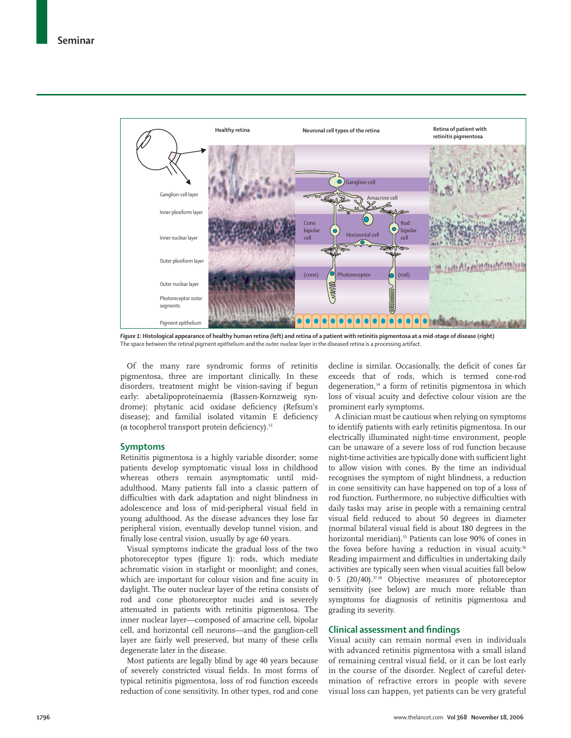*Figure 1:* **Histological appearance of healthy human retina (left) and retina of a patient with retinitis pigmentosa at a mid-stage of disease (right)**
The space between the retinal pigment epithelium and the outer nuclear layer in the diseased retina is a processing artifact.

Of the many rare syndromic forms of retinitis pigmentosa, three are important clinically. In these disorders, treatment might be vision-saving if begun early: abetalipoproteinaemia (Bassen-Kornzweig syndrome); phytanic acid oxidase deficiency (Refsum's disease); and familial isolated vitamin E deficiency (α tocopherol transport protein deficiency).[33]

## Symptoms

Retinitis pigmentosa is a highly variable disorder; some patients develop symptomatic visual loss in childhood whereas others remain asymptomatic until mid-adulthood. Many patients fall into a classic pattern of difficulties with dark adaptation and night blindness in adolescence and loss of mid-peripheral visual field in young adulthood. As the disease advances they lose far peripheral vision, eventually develop tunnel vision, and finally lose central vision, usually by age 60 years.

Visual symptoms indicate the gradual loss of the two photoreceptor types (figure 1): rods, which mediate achromatic vision in starlight or moonlight; and cones, which are important for colour vision and fine acuity in daylight. The outer nuclear layer of the retina consists of rod and cone photoreceptor nuclei and is severely attenuated in patients with retinitis pigmentosa. The inner nuclear layer—composed of amacrine cell, bipolar cell, and horizontal cell neurons—and the ganglion-cell layer are fairly well preserved, but many of these cells degenerate later in the disease.

Most patients are legally blind by age 40 years because of severely constricted visual fields. In most forms of typical retinitis pigmentosa, loss of rod function exceeds reduction of cone sensitivity. In other types, rod and cone decline is similar. Occasionally, the deficit of cones far exceeds that of rods, which is termed cone-rod degeneration,[34] a form of retinitis pigmentosa in which loss of visual acuity and defective colour vision are the prominent early symptoms.

A clinician must be cautious when relying on symptoms to identify patients with early retinitis pigmentosa. In our electrically illuminated night-time environment, people can be unaware of a severe loss of rod function because night-time activities are typically done with sufficient light to allow vision with cones. By the time an individual recognises the symptom of night blindness, a reduction in cone sensitivity can have happened on top of a loss of rod function. Furthermore, no subjective difficulties with daily tasks may arise in people with a remaining central visual field reduced to about 50 degrees in diameter (normal bilateral visual field is about 180 degrees in the horizontal meridian).[35] Patients can lose 90% of cones in the fovea before having a reduction in visual acuity.[36] Reading impairment and difficulties in undertaking daily activities are typically seen when visual acuities fall below 0·5 (20/40).[37,38] Objective measures of photoreceptor sensitivity (see below) are much more reliable than symptoms for diagnosis of retinitis pigmentosa and grading its severity.

## Clinical assessment and findings

Visual acuity can remain normal even in individuals with advanced retinitis pigmentosa with a small island of remaining central visual field, or it can be lost early in the course of the disorder. Neglect of careful determination of refractive errors in people with severe visual loss can happen, yet patients can be very grateful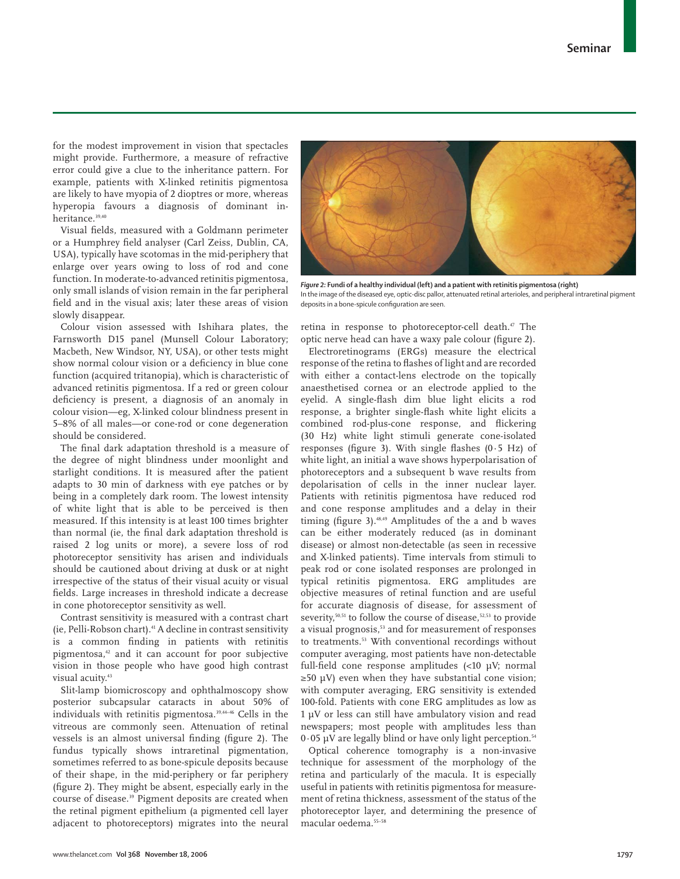for the modest improvement in vision that spectacles might provide. Furthermore, a measure of refractive error could give a clue to the inheritance pattern. For example, patients with X-linked retinitis pigmentosa are likely to have myopia of 2 dioptres or more, whereas hyperopia favours a diagnosis of dominant inheritance.[39,40]

Visual fields, measured with a Goldmann perimeter or a Humphrey field analyser (Carl Zeiss, Dublin, CA, USA), typically have scotomas in the mid-periphery that enlarge over years owing to loss of rod and cone function. In moderate-to-advanced retinitis pigmentosa, only small islands of vision remain in the far peripheral field and in the visual axis; later these areas of vision slowly disappear.

Colour vision assessed with Ishihara plates, the Farnsworth D15 panel (Munsell Colour Laboratory; Macbeth, New Windsor, NY, USA), or other tests might show normal colour vision or a deficiency in blue cone function (acquired tritanopia), which is characteristic of advanced retinitis pigmentosa. If a red or green colour deficiency is present, a diagnosis of an anomaly in colour vision—eg, X-linked colour blindness present in 5–8% of all males—or cone-rod or cone degeneration should be considered.

The final dark adaptation threshold is a measure of the degree of night blindness under moonlight and starlight conditions. It is measured after the patient adapts to 30 min of darkness with eye patches or by being in a completely dark room. The lowest intensity of white light that is able to be perceived is then measured. If this intensity is at least 100 times brighter than normal (ie, the final dark adaptation threshold is raised 2 log units or more), a severe loss of rod photoreceptor sensitivity has arisen and individuals should be cautioned about driving at dusk or at night irrespective of the status of their visual acuity or visual fields. Large increases in threshold indicate a decrease in cone photoreceptor sensitivity as well.

Contrast sensitivity is measured with a contrast chart (ie, Pelli-Robson chart).[41] A decline in contrast sensitivity is a common finding in patients with retinitis pigmentosa,[42] and it can account for poor subjective vision in those people who have good high contrast visual acuity.[43]

Slit-lamp biomicroscopy and ophthalmoscopy show posterior subcapsular cataracts in about 50% of individuals with retinitis pigmentosa.[39,44–46] Cells in the vitreous are commonly seen. Attenuation of retinal vessels is an almost universal finding (figure 2). The fundus typically shows intraretinal pigmentation, sometimes referred to as bone-spicule deposits because of their shape, in the mid-periphery or far periphery (figure 2). They might be absent, especially early in the course of disease.[39] Pigment deposits are created when the retinal pigment epithelium (a pigmented cell layer adjacent to photoreceptors) migrates into the neural retina in response to photoreceptor-cell death.[47] The optic nerve head can have a waxy pale colour (figure 2).

***Figure 2:* Fundi of a healthy individual (left) and a patient with retinitis pigmentosa (right)**
In the image of the diseased eye, optic-disc pallor, attenuated retinal arterioles, and peripheral intraretinal pigment deposits in a bone-spicule configuration are seen.

Electroretinograms (ERGs) measure the electrical response of the retina to flashes of light and are recorded with either a contact-lens electrode on the topically anaesthetised cornea or an electrode applied to the eyelid. A single-flash dim blue light elicits a rod response, a brighter single-flash white light elicits a combined rod-plus-cone response, and flickering (30 Hz) white light stimuli generate cone-isolated responses (figure 3). With single flashes (0·5 Hz) of white light, an initial a wave shows hyperpolarisation of photoreceptors and a subsequent b wave results from depolarisation of cells in the inner nuclear layer. Patients with retinitis pigmentosa have reduced rod and cone response amplitudes and a delay in their timing (figure 3).[48,49] Amplitudes of the a and b waves can be either moderately reduced (as in dominant disease) or almost non-detectable (as seen in recessive and X-linked patients). Time intervals from stimuli to peak rod or cone isolated responses are prolonged in typical retinitis pigmentosa. ERG amplitudes are objective measures of retinal function and are useful for accurate diagnosis of disease, for assessment of severity,[50,51] to follow the course of disease,[52,53] to provide a visual prognosis,[53] and for measurement of responses to treatments.[53] With conventional recordings without computer averaging, most patients have non-detectable full-field cone response amplitudes (<10 μV; normal ≥50 μV) even when they have substantial cone vision; with computer averaging, ERG sensitivity is extended 100-fold. Patients with cone ERG amplitudes as low as 1 μV or less can still have ambulatory vision and read newspapers; most people with amplitudes less than 0·05 μV are legally blind or have only light perception.[54]

Optical coherence tomography is a non-invasive technique for assessment of the morphology of the retina and particularly of the macula. It is especially useful in patients with retinitis pigmentosa for measurement of retina thickness, assessment of the status of the photoreceptor layer, and determining the presence of macular oedema.[55–58]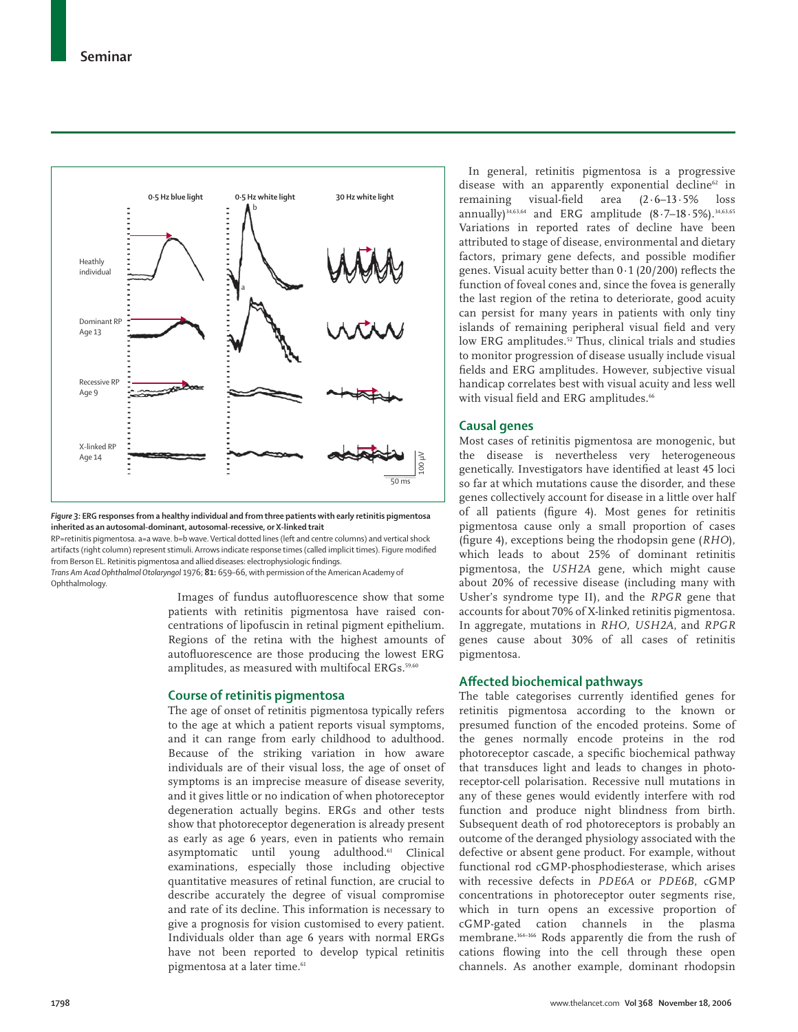*Figure 3:* **ERG responses from a healthy individual and from three patients with early retinitis pigmentosa inherited as an autosomal-dominant, autosomal-recessive, or X-linked trait**

RP=retinitis pigmentosa. a=a wave. b=b wave. Vertical dotted lines (left and centre columns) and vertical shock artifacts (right column) represent stimuli. Arrows indicate response times (called implicit times). Figure modified from Berson EL. Retinitis pigmentosa and allied diseases: electrophysiologic findings. *Trans Am Acad Ophthalmol Otolaryngol* 1976; **81:** 659–66, with permission of the American Academy of Ophthalmology.

Images of fundus autofluorescence show that some patients with retinitis pigmentosa have raised concentrations of lipofuscin in retinal pigment epithelium. Regions of the retina with the highest amounts of autofluorescence are those producing the lowest ERG amplitudes, as measured with multifocal ERGs.[59,60]

## Course of retinitis pigmentosa

The age of onset of retinitis pigmentosa typically refers to the age at which a patient reports visual symptoms, and it can range from early childhood to adulthood. Because of the striking variation in how aware individuals are of their visual loss, the age of onset of symptoms is an imprecise measure of disease severity, and it gives little or no indication of when photoreceptor degeneration actually begins. ERGs and other tests show that photoreceptor degeneration is already present as early as age 6 years, even in patients who remain asymptomatic until young adulthood.[61] Clinical examinations, especially those including objective quantitative measures of retinal function, are crucial to describe accurately the degree of visual compromise and rate of its decline. This information is necessary to give a prognosis for vision customised to every patient. Individuals older than age 6 years with normal ERGs have not been reported to develop typical retinitis pigmentosa at a later time.[61]

In general, retinitis pigmentosa is a progressive disease with an apparently exponential decline[62] in remaining visual-field area (2·6–13·5% loss annually)[34,63,64] and ERG amplitude (8·7–18·5%).[34,63,65] Variations in reported rates of decline have been attributed to stage of disease, environmental and dietary factors, primary gene defects, and possible modifier genes. Visual acuity better than 0·1 (20/200) reflects the function of foveal cones and, since the fovea is generally the last region of the retina to deteriorate, good acuity can persist for many years in patients with only tiny islands of remaining peripheral visual field and very low ERG amplitudes.[52] Thus, clinical trials and studies to monitor progression of disease usually include visual fields and ERG amplitudes. However, subjective visual handicap correlates best with visual acuity and less well with visual field and ERG amplitudes.[66]

## Causal genes

Most cases of retinitis pigmentosa are monogenic, but the disease is nevertheless very heterogeneous genetically. Investigators have identified at least 45 loci so far at which mutations cause the disorder, and these genes collectively account for disease in a little over half of all patients (figure 4). Most genes for retinitis pigmentosa cause only a small proportion of cases (figure 4), exceptions being the rhodopsin gene (*RHO*), which leads to about 25% of dominant retinitis pigmentosa, the *USH2A* gene, which might cause about 20% of recessive disease (including many with Usher's syndrome type II), and the *RPGR* gene that accounts for about 70% of X-linked retinitis pigmentosa. In aggregate, mutations in *RHO*, *USH2A*, and *RPGR* genes cause about 30% of all cases of retinitis pigmentosa.

## Affected biochemical pathways

The table categorises currently identified genes for retinitis pigmentosa according to the known or presumed function of the encoded proteins. Some of the genes normally encode proteins in the rod photoreceptor cascade, a specific biochemical pathway that transduces light and leads to changes in photoreceptor-cell polarisation. Recessive null mutations in any of these genes would evidently interfere with rod function and produce night blindness from birth. Subsequent death of rod photoreceptors is probably an outcome of the deranged physiology associated with the defective or absent gene product. For example, without functional rod cGMP-phosphodiesterase, which arises with recessive defects in *PDE6A* or *PDE6B*, cGMP concentrations in photoreceptor outer segments rise, which in turn opens an excessive proportion of cGMP-gated cation channels in the plasma membrane.[164–166] Rods apparently die from the rush of cations flowing into the cell through these open channels. As another example, dominant rhodopsin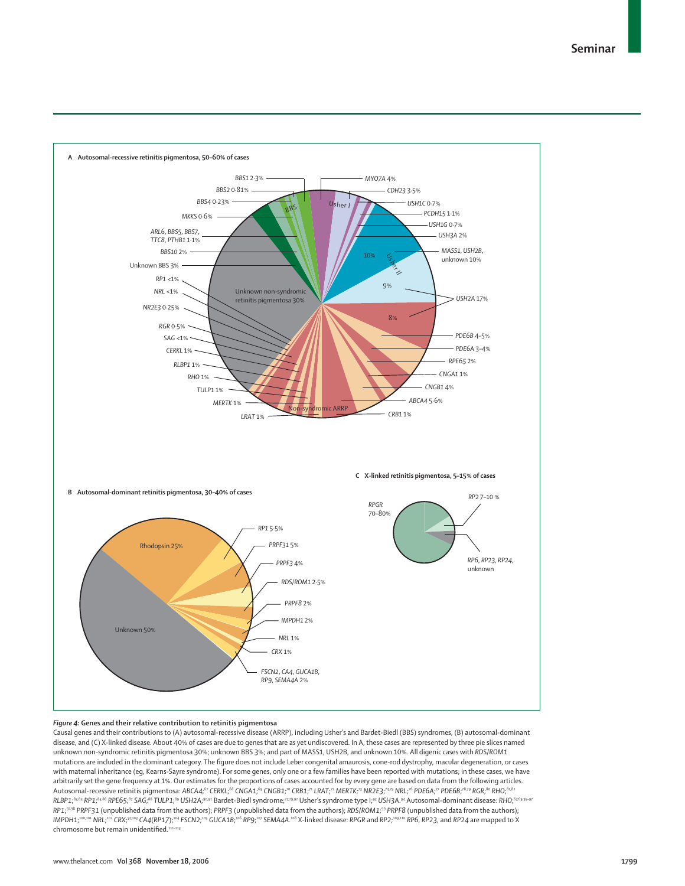*Figure 4:* **Genes and their relative contribution to retinitis pigmentosa**

Causal genes and their contributions to (A) autosomal-recessive disease (ARRP), including Usher's and Bardet-Biedl (BBS) syndromes, (B) autosomal-dominant disease, and (C) X-linked disease. About 40% of cases are due to genes that are as yet undiscovered. In A, these cases are represented by three pie slices named unknown non-syndromic retinitis pigmentosa 30%; unknown BBS 3%; and part of MASS1, USH2B, and unknown 10%. All digenic cases with *RDS/ROM1* mutations are included in the dominant category. The figure does not include Leber congenital amaurosis, cone-rod dystrophy, macular degeneration, or cases with maternal inheritance (eg, Kearns-Sayre syndrome). For some genes, only one or a few families have been reported with mutations; in these cases, we have arbitrarily set the gene frequency at 1%. Our estimates for the proportions of cases accounted for by every gene are based on data from the following articles. Autosomal-recessive retinitis pigmentosa: *ABCA4*;[67] *CERKL*;[68] *CNGA1*;[69] *CNGB1*;[70] *CRB1*;[71] *LRAT*;[72] *MERTK*;[73] *NR2E3*;[74,75] *NRL*;[76] *PDE6A*;[77] *PDE6B*;[78,79] *RGR*;[80] *RHO*;[81,82] *RLBP1*;[83,84] *RP1*;[85,86] *RPE65*;[87] *SAG*;[88] *TULP1*;[89] *USH2A*;[90,91] Bardet-Biedl syndrome;[27,29,92] Usher's syndrome type I;[93] *USH3A*.[94] Autosomal-dominant disease: *RHO*;[67,69,95–97] *RP1*;[97,98] *PRPF31* (unpublished data from the authors); *PRPF3* (unpublished data from the authors); *RDS/ROM1*;[99] *PRPF8* (unpublished data from the authors); *IMPDH1*;[100,101] *NRL*;[102] *CRX*;[97,103] *CA4(RP17)*;[104] *FSCN2*;[105] *GUCA1B*;[106] *RP9*;[107] *SEMA4A*.[108] X-linked disease: *RPGR* and *RP2*;[109,110] *RP6*, *RP23*, and *RP24* are mapped to X chromosome but remain unidentified.[111–113]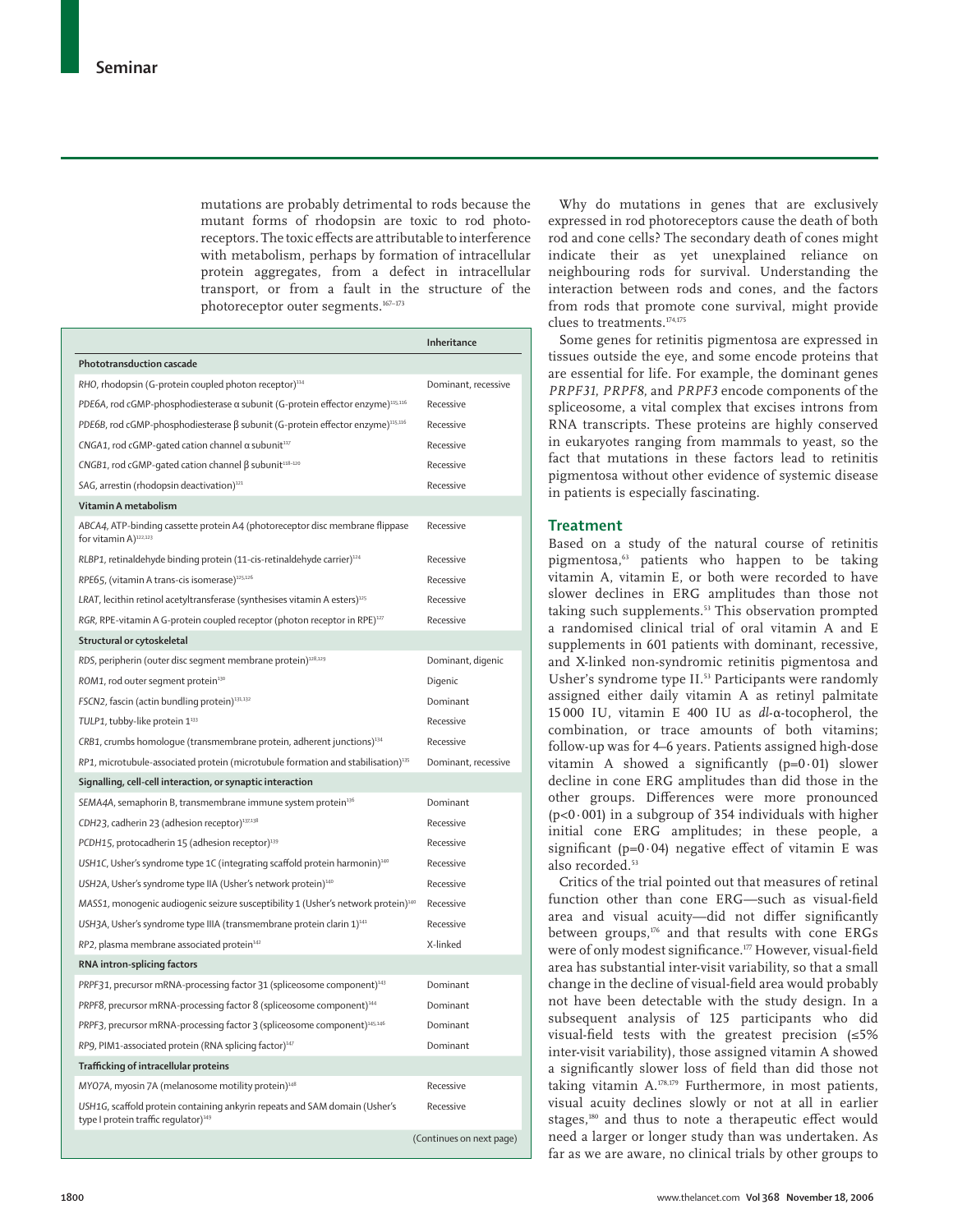mutations are probably detrimental to rods because the mutant forms of rhodopsin are toxic to rod photoreceptors. The toxic effects are attributable to interference with metabolism, perhaps by formation of intracellular protein aggregates, from a defect in intracellular transport, or from a fault in the structure of the photoreceptor outer segments.[167–173]

| | Inheritance |
|---|---|
| **Phototransduction cascade** | |
| *RHO*, rhodopsin (G-protein coupled photon receptor)[114] | Dominant, recessive |
| *PDE6A*, rod cGMP-phosphodiesterase α subunit (G-protein effector enzyme)[115,116] | Recessive |
| *PDE6B*, rod cGMP-phosphodiesterase β subunit (G-protein effector enzyme)[115,116] | Recessive |
| *CNGA1*, rod cGMP-gated cation channel α subunit[117] | Recessive |
| *CNGB1*, rod cGMP-gated cation channel β subunit[118–120] | Recessive |
| *SAG*, arrestin (rhodopsin deactivation)[121] | Recessive |
| **Vitamin A metabolism** | |
| *ABCA4*, ATP-binding cassette protein A4 (photoreceptor disc membrane flippase for vitamin A)[122,123] | Recessive |
| *RLBP1*, retinaldehyde binding protein (11-cis-retinaldehyde carrier)[124] | Recessive |
| *RPE65*, (vitamin A trans-cis isomerase)[125,126] | Recessive |
| *LRAT*, lecithin retinol acetyltransferase (synthesises vitamin A esters)[125] | Recessive |
| *RGR*, RPE-vitamin A G-protein coupled receptor (photon receptor in RPE)[127] | Recessive |
| **Structural or cytoskeletal** | |
| *RDS*, peripherin (outer disc segment membrane protein)[128,129] | Dominant, digenic |
| *ROM1*, rod outer segment protein[130] | Digenic |
| *FSCN2*, fascin (actin bundling protein)[131,132] | Dominant |
| *TULP1*, tubby-like protein 1[133] | Recessive |
| *CRB1*, crumbs homologue (transmembrane protein, adherent junctions)[134] | Recessive |
| *RP1*, microtubule-associated protein (microtubule formation and stabilisation)[135] | Dominant, recessive |
| **Signalling, cell-cell interaction, or synaptic interaction** | |
| *SEMA4A*, semaphorin B, transmembrane immune system protein[136] | Dominant |
| *CDH23*, cadherin 23 (adhesion receptor)[137,138] | Recessive |
| *PCDH15*, protocadherin 15 (adhesion receptor)[139] | Recessive |
| *USH1C*, Usher's syndrome type 1C (integrating scaffold protein harmonin)[140] | Recessive |
| *USH2A*, Usher's syndrome type IIA (Usher's network protein)[140] | Recessive |
| *MASS1*, monogenic audiogenic seizure susceptibility 1 (Usher's network protein)[140] | Recessive |
| *USH3A*, Usher's syndrome type IIIA (transmembrane protein clarin 1)[141] | Recessive |
| *RP2*, plasma membrane associated protein[142] | X-linked |
| **RNA intron-splicing factors** | |
| *PRPF31*, precursor mRNA-processing factor 31 (spliceosome component)[143] | Dominant |
| *PRPF8*, precursor mRNA-processing factor 8 (spliceosome component)[144] | Dominant |
| *PRPF3*, precursor mRNA-processing factor 3 (spliceosome component)[145,146] | Dominant |
| *RP9*, PIM1-associated protein (RNA splicing factor)[147] | Dominant |
| **Trafficking of intracellular proteins** | |
| *MYO7A*, myosin 7A (melanosome motility protein)[148] | Recessive |
| *USH1G*, scaffold protein containing ankyrin repeats and SAM domain (Usher's type I protein traffic regulator)[149] | Recessive |

(Continues on next page)

Why do mutations in genes that are exclusively expressed in rod photoreceptors cause the death of both rod and cone cells? The secondary death of cones might indicate their as yet unexplained reliance on neighbouring rods for survival. Understanding the interaction between rods and cones, and the factors from rods that promote cone survival, might provide clues to treatments.[174,175]

Some genes for retinitis pigmentosa are expressed in tissues outside the eye, and some encode proteins that are essential for life. For example, the dominant genes *PRPF31*, *PRPF8*, and *PRPF3* encode components of the spliceosome, a vital complex that excises introns from RNA transcripts. These proteins are highly conserved in eukaryotes ranging from mammals to yeast, so the fact that mutations in these factors lead to retinitis pigmentosa without other evidence of systemic disease in patients is especially fascinating.

## Treatment

Based on a study of the natural course of retinitis pigmentosa,[63] patients who happen to be taking vitamin A, vitamin E, or both were recorded to have slower declines in ERG amplitudes than those not taking such supplements.[53] This observation prompted a randomised clinical trial of oral vitamin A and E supplements in 601 patients with dominant, recessive, and X-linked non-syndromic retinitis pigmentosa and Usher's syndrome type II.[53] Participants were randomly assigned either daily vitamin A as retinyl palmitate 15 000 IU, vitamin E 400 IU as *dl*-α-tocopherol, the combination, or trace amounts of both vitamins; follow-up was for 4–6 years. Patients assigned high-dose vitamin A showed a significantly ($p=0\cdot01$) slower decline in cone ERG amplitudes than did those in the other groups. Differences were more pronounced ($p<0\cdot001$) in a subgroup of 354 individuals with higher initial cone ERG amplitudes; in these people, a significant ($p=0\cdot04$) negative effect of vitamin E was also recorded.[53]

Critics of the trial pointed out that measures of retinal function other than cone ERG—such as visual-field area and visual acuity—did not differ significantly between groups,[176] and that results with cone ERGs were of only modest significance.[177] However, visual-field area has substantial inter-visit variability, so that a small change in the decline of visual-field area would probably not have been detectable with the study design. In a subsequent analysis of 125 participants who did visual-field tests with the greatest precision (≤5% inter-visit variability), those assigned vitamin A showed a significantly slower loss of field than did those not taking vitamin A.[178,179] Furthermore, in most patients, visual acuity declines slowly or not at all in earlier stages,[180] and thus to note a therapeutic effect would need a larger or longer study than was undertaken. As far as we are aware, no clinical trials by other groups to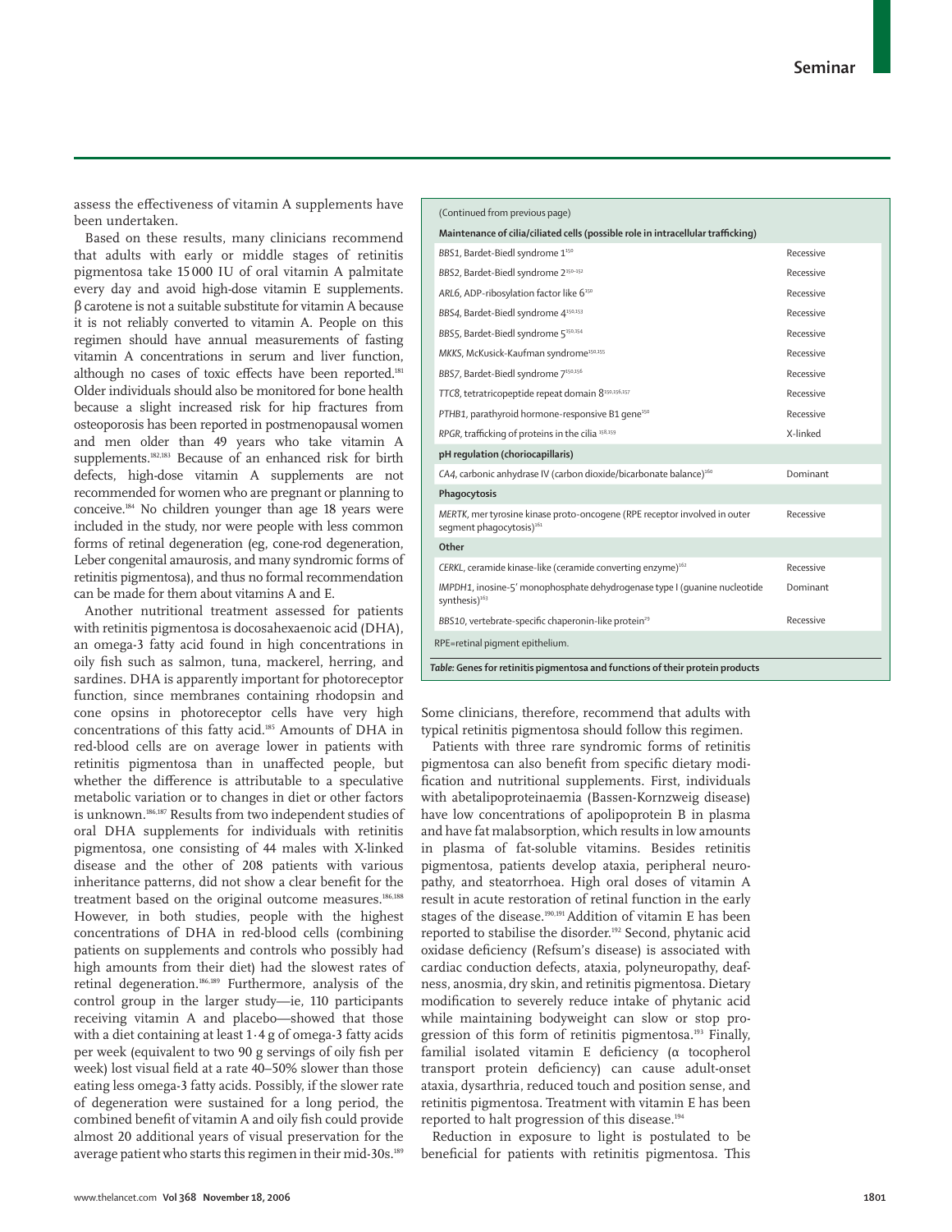assess the effectiveness of vitamin A supplements have been undertaken.

Based on these results, many clinicians recommend that adults with early or middle stages of retinitis pigmentosa take 15 000 IU of oral vitamin A palmitate every day and avoid high-dose vitamin E supplements. β carotene is not a suitable substitute for vitamin A because it is not reliably converted to vitamin A. People on this regimen should have annual measurements of fasting vitamin A concentrations in serum and liver function, although no cases of toxic effects have been reported.[181] Older individuals should also be monitored for bone health because a slight increased risk for hip fractures from osteoporosis has been reported in postmenopausal women and men older than 49 years who take vitamin A supplements.[182,183] Because of an enhanced risk for birth defects, high-dose vitamin A supplements are not recommended for women who are pregnant or planning to conceive.[184] No children younger than age 18 years were included in the study, nor were people with less common forms of retinal degeneration (eg, cone-rod degeneration, Leber congenital amaurosis, and many syndromic forms of retinitis pigmentosa), and thus no formal recommendation can be made for them about vitamins A and E.

Another nutritional treatment assessed for patients with retinitis pigmentosa is docosahexaenoic acid (DHA), an omega-3 fatty acid found in high concentrations in oily fish such as salmon, tuna, mackerel, herring, and sardines. DHA is apparently important for photoreceptor function, since membranes containing rhodopsin and cone opsins in photoreceptor cells have very high concentrations of this fatty acid.[185] Amounts of DHA in red-blood cells are on average lower in patients with retinitis pigmentosa than in unaffected people, but whether the difference is attributable to a speculative metabolic variation or to changes in diet or other factors is unknown.[186,187] Results from two independent studies of oral DHA supplements for individuals with retinitis pigmentosa, one consisting of 44 males with X-linked disease and the other of 208 patients with various inheritance patterns, did not show a clear benefit for the treatment based on the original outcome measures.[186,188] However, in both studies, people with the highest concentrations of DHA in red-blood cells (combining patients on supplements and controls who possibly had high amounts from their diet) had the slowest rates of retinal degeneration.[186,189] Furthermore, analysis of the control group in the larger study—ie, 110 participants receiving vitamin A and placebo—showed that those with a diet containing at least 1·4 g of omega-3 fatty acids per week (equivalent to two 90 g servings of oily fish per week) lost visual field at a rate 40–50% slower than those eating less omega-3 fatty acids. Possibly, if the slower rate of degeneration were sustained for a long period, the combined benefit of vitamin A and oily fish could provide almost 20 additional years of visual preservation for the average patient who starts this regimen in their mid-30s.[189]

(Continued from previous page)

| Gene | Inheritance |
|---|---|
| **Maintenance of cilia/ciliated cells (possible role in intracellular trafficking)** | |
| *BBS1*, Bardet-Biedl syndrome 1[150] | Recessive |
| *BBS2*, Bardet-Biedl syndrome 2[150–152] | Recessive |
| *ARL6*, ADP-ribosylation factor like 6[150] | Recessive |
| *BBS4*, Bardet-Biedl syndrome 4[150,153] | Recessive |
| *BBS5*, Bardet-Biedl syndrome 5[150,154] | Recessive |
| *MKKS*, McKusick-Kaufman syndrome[150,155] | Recessive |
| *BBS7*, Bardet-Biedl syndrome 7[150,156] | Recessive |
| *TTC8*, tetratricopeptide repeat domain 8[150,156,157] | Recessive |
| *PTHB1*, parathyroid hormone-responsive B1 gene[150] | Recessive |
| *RPGR*, trafficking of proteins in the cilia[158,159] | X-linked |
| **pH regulation (choriocapillaris)** | |
| *CA4*, carbonic anhydrase IV (carbon dioxide/bicarbonate balance)[160] | Dominant |
| **Phagocytosis** | |
| *MERTK*, mer tyrosine kinase proto-oncogene (RPE receptor involved in outer segment phagocytosis)[161] | Recessive |
| **Other** | |
| *CERKL*, ceramide kinase-like (ceramide converting enzyme)[162] | Recessive |
| *IMPDH1*, inosine-5' monophosphate dehydrogenase type I (guanine nucleotide synthesis)[163] | Dominant |
| *BBS10*, vertebrate-specific chaperonin-like protein[29] | Recessive |

RPE=retinal pigment epithelium.

*Table:* **Genes for retinitis pigmentosa and functions of their protein products**

Some clinicians, therefore, recommend that adults with typical retinitis pigmentosa should follow this regimen.

Patients with three rare syndromic forms of retinitis pigmentosa can also benefit from specific dietary modification and nutritional supplements. First, individuals with abetalipoproteinaemia (Bassen-Kornzweig disease) have low concentrations of apolipoprotein B in plasma and have fat malabsorption, which results in low amounts in plasma of fat-soluble vitamins. Besides retinitis pigmentosa, patients develop ataxia, peripheral neuropathy, and steatorrhoea. High oral doses of vitamin A result in acute restoration of retinal function in the early stages of the disease.[190,191] Addition of vitamin E has been reported to stabilise the disorder.[192] Second, phytanic acid oxidase deficiency (Refsum's disease) is associated with cardiac conduction defects, ataxia, polyneuropathy, deafness, anosmia, dry skin, and retinitis pigmentosa. Dietary modification to severely reduce intake of phytanic acid while maintaining bodyweight can slow or stop progression of this form of retinitis pigmentosa.[193] Finally, familial isolated vitamin E deficiency (α tocopherol transport protein deficiency) can cause adult-onset ataxia, dysarthria, reduced touch and position sense, and retinitis pigmentosa. Treatment with vitamin E has been reported to halt progression of this disease.[194]

Reduction in exposure to light is postulated to be beneficial for patients with retinitis pigmentosa. This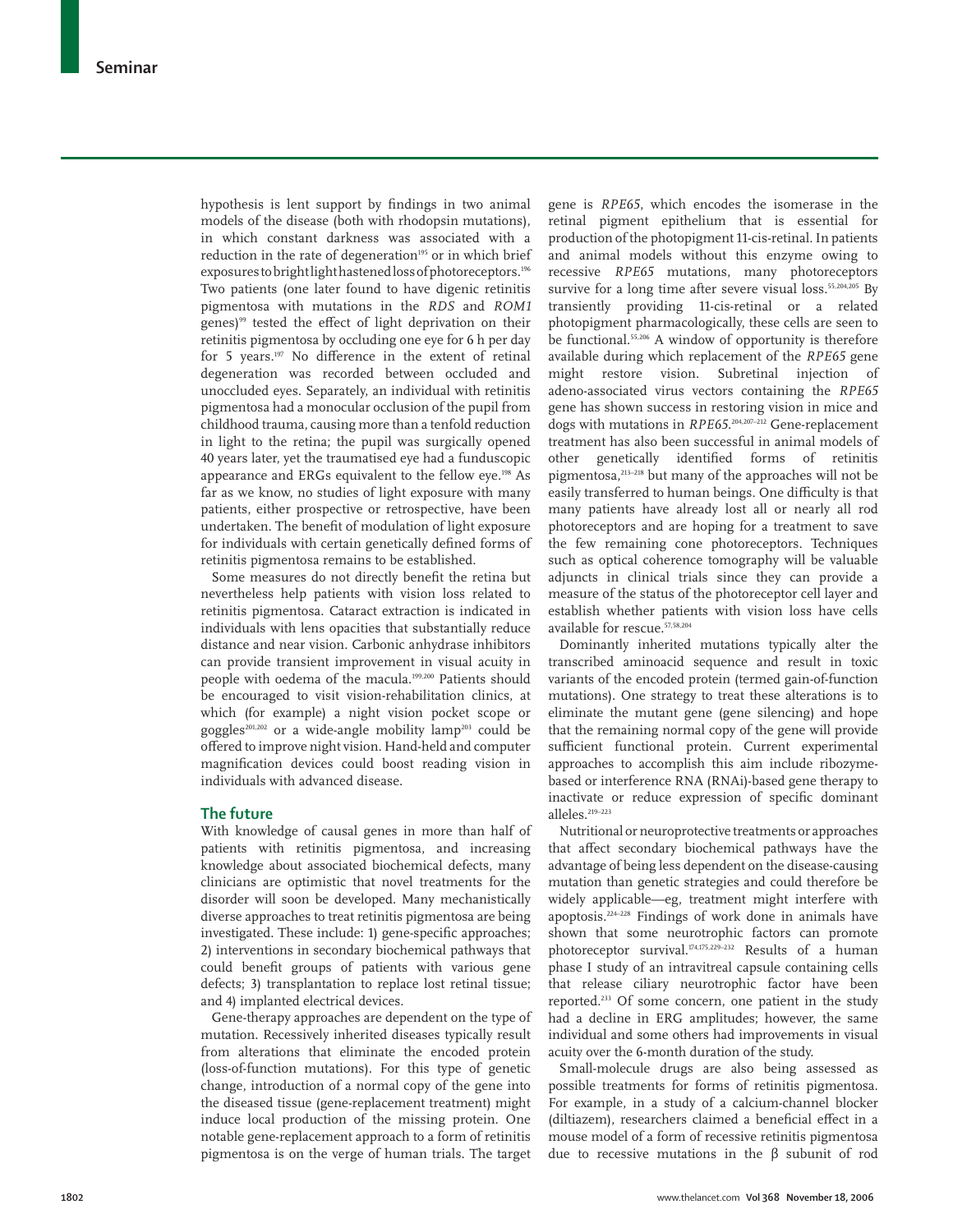hypothesis is lent support by findings in two animal models of the disease (both with rhodopsin mutations), in which constant darkness was associated with a reduction in the rate of degeneration[195] or in which brief exposures to bright light hastened loss of photoreceptors.[196] Two patients (one later found to have digenic retinitis pigmentosa with mutations in the *RDS* and *ROM1* genes)[99] tested the effect of light deprivation on their retinitis pigmentosa by occluding one eye for 6 h per day for 5 years.[197] No difference in the extent of retinal degeneration was recorded between occluded and unoccluded eyes. Separately, an individual with retinitis pigmentosa had a monocular occlusion of the pupil from childhood trauma, causing more than a tenfold reduction in light to the retina; the pupil was surgically opened 40 years later, yet the traumatised eye had a funduscopic appearance and ERGs equivalent to the fellow eye.[198] As far as we know, no studies of light exposure with many patients, either prospective or retrospective, have been undertaken. The benefit of modulation of light exposure for individuals with certain genetically defined forms of retinitis pigmentosa remains to be established.

Some measures do not directly benefit the retina but nevertheless help patients with vision loss related to retinitis pigmentosa. Cataract extraction is indicated in individuals with lens opacities that substantially reduce distance and near vision. Carbonic anhydrase inhibitors can provide transient improvement in visual acuity in people with oedema of the macula.[199,200] Patients should be encouraged to visit vision-rehabilitation clinics, at which (for example) a night vision pocket scope or goggles[201,202] or a wide-angle mobility lamp[203] could be offered to improve night vision. Hand-held and computer magnification devices could boost reading vision in individuals with advanced disease.

## The future

With knowledge of causal genes in more than half of patients with retinitis pigmentosa, and increasing knowledge about associated biochemical defects, many clinicians are optimistic that novel treatments for the disorder will soon be developed. Many mechanistically diverse approaches to treat retinitis pigmentosa are being investigated. These include: 1) gene-specific approaches; 2) interventions in secondary biochemical pathways that could benefit groups of patients with various gene defects; 3) transplantation to replace lost retinal tissue; and 4) implanted electrical devices.

Gene-therapy approaches are dependent on the type of mutation. Recessively inherited diseases typically result from alterations that eliminate the encoded protein (loss-of-function mutations). For this type of genetic change, introduction of a normal copy of the gene into the diseased tissue (gene-replacement treatment) might induce local production of the missing protein. One notable gene-replacement approach to a form of retinitis pigmentosa is on the verge of human trials. The target gene is *RPE65*, which encodes the isomerase in the retinal pigment epithelium that is essential for production of the photopigment 11-cis-retinal. In patients and animal models without this enzyme owing to recessive *RPE65* mutations, many photoreceptors survive for a long time after severe visual loss.[55,204,205] By transiently providing 11-cis-retinal or a related photopigment pharmacologically, these cells are seen to be functional.[55,206] A window of opportunity is therefore available during which replacement of the *RPE65* gene might restore vision. Subretinal injection of adeno-associated virus vectors containing the *RPE65* gene has shown success in restoring vision in mice and dogs with mutations in *RPE65*.[204,207–212] Gene-replacement treatment has also been successful in animal models of other genetically identified forms of retinitis pigmentosa,[213–218] but many of the approaches will not be easily transferred to human beings. One difficulty is that many patients have already lost all or nearly all rod photoreceptors and are hoping for a treatment to save the few remaining cone photoreceptors. Techniques such as optical coherence tomography will be valuable adjuncts in clinical trials since they can provide a measure of the status of the photoreceptor cell layer and establish whether patients with vision loss have cells available for rescue.[57,58,204]

Dominantly inherited mutations typically alter the transcribed aminoacid sequence and result in toxic variants of the encoded protein (termed gain-of-function mutations). One strategy to treat these alterations is to eliminate the mutant gene (gene silencing) and hope that the remaining normal copy of the gene will provide sufficient functional protein. Current experimental approaches to accomplish this aim include ribozyme-based or interference RNA (RNAi)-based gene therapy to inactivate or reduce expression of specific dominant alleles.[219–223]

Nutritional or neuroprotective treatments or approaches that affect secondary biochemical pathways have the advantage of being less dependent on the disease-causing mutation than genetic strategies and could therefore be widely applicable—eg, treatment might interfere with apoptosis.[224–228] Findings of work done in animals have shown that some neurotrophic factors can promote photoreceptor survival.[174,175,229–232] Results of a human phase I study of an intravitreal capsule containing cells that release ciliary neurotrophic factor have been reported.[233] Of some concern, one patient in the study had a decline in ERG amplitudes; however, the same individual and some others had improvements in visual acuity over the 6-month duration of the study.

Small-molecule drugs are also being assessed as possible treatments for forms of retinitis pigmentosa. For example, in a study of a calcium-channel blocker (diltiazem), researchers claimed a beneficial effect in a mouse model of a form of recessive retinitis pigmentosa due to recessive mutations in the β subunit of rod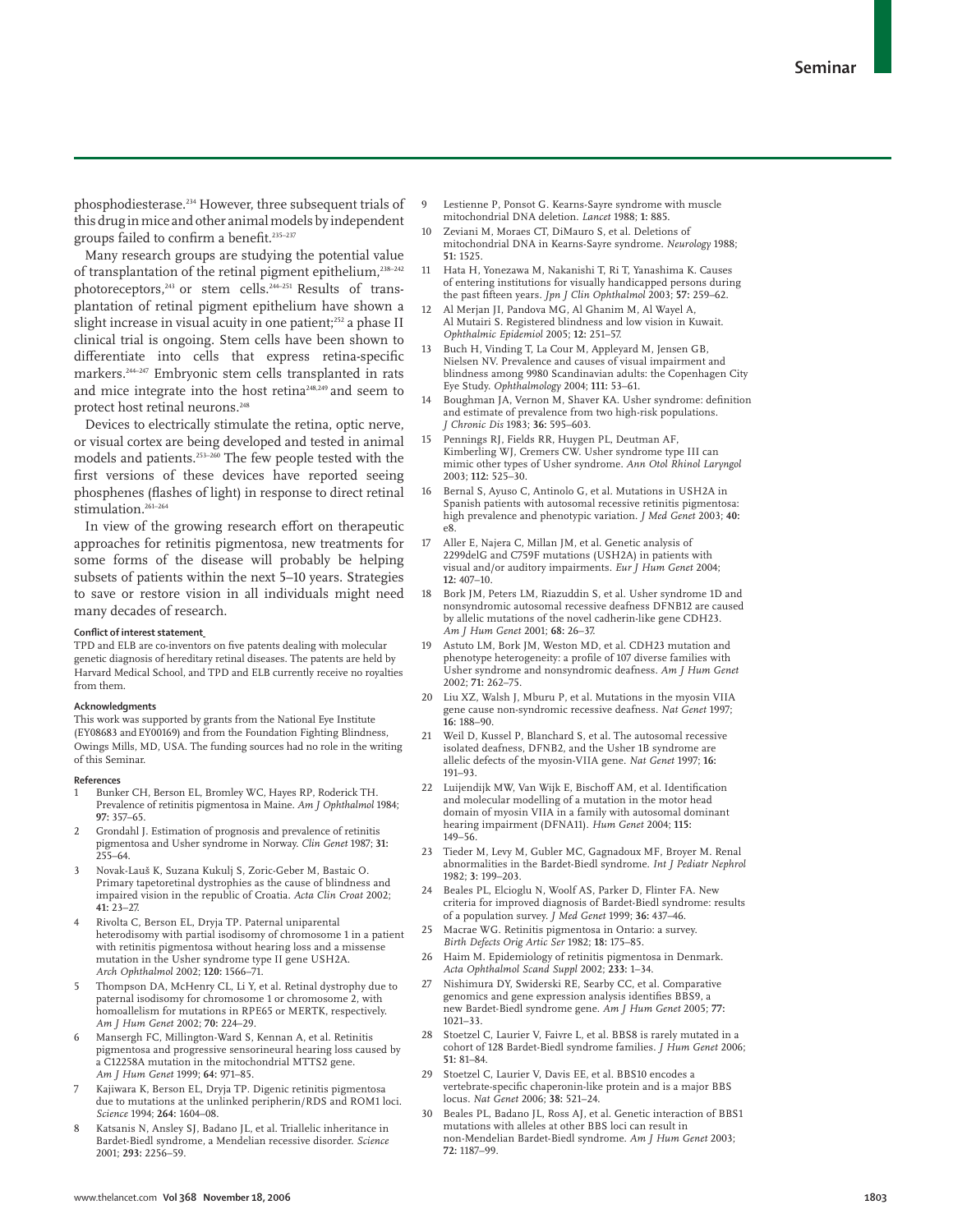phosphodiesterase.[234] However, three subsequent trials of this drug in mice and other animal models by independent groups failed to confirm a benefit.[235–237]

Many research groups are studying the potential value of transplantation of the retinal pigment epithelium,[238–242] photoreceptors,[243] or stem cells.[244–251] Results of transplantation of retinal pigment epithelium have shown a slight increase in visual acuity in one patient;[252] a phase II clinical trial is ongoing. Stem cells have been shown to differentiate into cells that express retina-specific markers.[244–247] Embryonic stem cells transplanted in rats and mice integrate into the host retina[248,249] and seem to protect host retinal neurons.[248]

Devices to electrically stimulate the retina, optic nerve, or visual cortex are being developed and tested in animal models and patients.[253–260] The few people tested with the first versions of these devices have reported seeing phosphenes (flashes of light) in response to direct retinal stimulation.[261–264]

In view of the growing research effort on therapeutic approaches for retinitis pigmentosa, new treatments for some forms of the disease will probably be helping subsets of patients within the next 5–10 years. Strategies to save or restore vision in all individuals might need many decades of research.

#### Conflict of interest statement

TPD and ELB are co-inventors on five patents dealing with molecular genetic diagnosis of hereditary retinal diseases. The patents are held by Harvard Medical School, and TPD and ELB currently receive no royalties from them.

#### Acknowledgments

This work was supported by grants from the National Eye Institute (EY08683 and EY00169) and from the Foundation Fighting Blindness, Owings Mills, MD, USA. The funding sources had no role in the writing of this Seminar.

#### References

1. Bunker CH, Berson EL, Bromley WC, Hayes RP, Roderick TH. Prevalence of retinitis pigmentosa in Maine. *Am J Ophthalmol* 1984; **97:** 357–65.
2. Grondahl J. Estimation of prognosis and prevalence of retinitis pigmentosa and Usher syndrome in Norway. *Clin Genet* 1987; **31:** 255–64.
3. Novak-Lauš K, Suzana Kukulj S, Zoric-Geber M, Bastaic O. Primary tapetoretinal dystrophies as the cause of blindness and impaired vision in the republic of Croatia. *Acta Clin Croat* 2002; **41:** 23–27.
4. Rivolta C, Berson EL, Dryja TP. Paternal uniparental heterodisomy with partial isodisomy of chromosome 1 in a patient with retinitis pigmentosa without hearing loss and a missense mutation in the Usher syndrome type II gene USH2A. *Arch Ophthalmol* 2002; **120:** 1566–71.
5. Thompson DA, McHenry CL, Li Y, et al. Retinal dystrophy due to paternal isodisomy for chromosome 1 or chromosome 2, with homoallelism for mutations in RPE65 or MERTK, respectively. *Am J Hum Genet* 2002; **70:** 224–29.
6. Mansergh FC, Millington-Ward S, Kennan A, et al. Retinitis pigmentosa and progressive sensorineural hearing loss caused by a C12258A mutation in the mitochondrial MTTS2 gene. *Am J Hum Genet* 1999; **64:** 971–85.
7. Kajiwara K, Berson EL, Dryja TP. Digenic retinitis pigmentosa due to mutations at the unlinked peripherin/RDS and ROM1 loci. *Science* 1994; **264:** 1604–08.
8. Katsanis N, Ansley SJ, Badano JL, et al. Triallelic inheritance in Bardet-Biedl syndrome, a Mendelian recessive disorder. *Science* 2001; **293:** 2256–59.
9. Lestienne P, Ponsot G. Kearns-Sayre syndrome with muscle mitochondrial DNA deletion. *Lancet* 1988; **1:** 885.
10. Zeviani M, Moraes CT, DiMauro S, et al. Deletions of mitochondrial DNA in Kearns-Sayre syndrome. *Neurology* 1988; **51:** 1525.
11. Hata H, Yonezawa M, Nakanishi T, Ri T, Yanashima K. Causes of entering institutions for visually handicapped persons during the past fifteen years. *Jpn J Clin Ophthalmol* 2003; **57:** 259–62.
12. Al Merjan JI, Pandova MG, Al Ghanim M, Al Wayel A, Al Mutairi S. Registered blindness and low vision in Kuwait. *Ophthalmic Epidemiol* 2005; **12:** 251–57.
13. Buch H, Vinding T, La Cour M, Appleyard M, Jensen GB, Nielsen NV. Prevalence and causes of visual impairment and blindness among 9980 Scandinavian adults: the Copenhagen City Eye Study. *Ophthalmology* 2004; **111:** 53–61.
14. Boughman JA, Vernon M, Shaver KA. Usher syndrome: definition and estimate of prevalence from two high-risk populations. *J Chronic Dis* 1983; **36:** 595–603.
15. Pennings RJ, Fields RR, Huygen PL, Deutman AF, Kimberling WJ, Cremers CW. Usher syndrome type III can mimic other types of Usher syndrome. *Ann Otol Rhinol Laryngol* 2003; **112:** 525–30.
16. Bernal S, Ayuso C, Antinolo G, et al. Mutations in USH2A in Spanish patients with autosomal recessive retinitis pigmentosa: high prevalence and phenotypic variation. *J Med Genet* 2003; **40:** e8.
17. Aller E, Najera C, Millan JM, et al. Genetic analysis of 2299delG and C759F mutations (USH2A) in patients with visual and/or auditory impairments. *Eur J Hum Genet* 2004; **12:** 407–10.
18. Bork JM, Peters LM, Riazuddin S, et al. Usher syndrome 1D and nonsyndromic autosomal recessive deafness DFNB12 are caused by allelic mutations of the novel cadherin-like gene CDH23. *Am J Hum Genet* 2001; **68:** 26–37.
19. Astuto LM, Bork JM, Weston MD, et al. CDH23 mutation and phenotype heterogeneity: a profile of 107 diverse families with Usher syndrome and nonsyndromic deafness. *Am J Hum Genet* 2002; **71:** 262–75.
20. Liu XZ, Walsh J, Mburu P, et al. Mutations in the myosin VIIA gene cause non-syndromic recessive deafness. *Nat Genet* 1997; **16:** 188–90.
21. Weil D, Kussel P, Blanchard S, et al. The autosomal recessive isolated deafness, DFNB2, and the Usher 1B syndrome are allelic defects of the myosin-VIIA gene. *Nat Genet* 1997; **16:** 191–93.
22. Luijendijk MW, Van Wijk E, Bischoff AM, et al. Identification and molecular modelling of a mutation in the motor head domain of myosin VIIA in a family with autosomal dominant hearing impairment (DFNA11). *Hum Genet* 2004; **115:** 149–56.
23. Tieder M, Levy M, Gubler MC, Gagnadoux MF, Broyer M. Renal abnormalities in the Bardet-Biedl syndrome. *Int J Pediatr Nephrol* 1982; **3:** 199–203.
24. Beales PL, Elcioglu N, Woolf AS, Parker D, Flinter FA. New criteria for improved diagnosis of Bardet-Biedl syndrome: results of a population survey. *J Med Genet* 1999; **36:** 437–46.
25. Macrae WG. Retinitis pigmentosa in Ontario: a survey. *Birth Defects Orig Artic Ser* 1982; **18:** 175–85.
26. Haim M. Epidemiology of retinitis pigmentosa in Denmark. *Acta Ophthalmol Scand Suppl* 2002; **233:** 1–34.
27. Nishimura DY, Swiderski RE, Searby CC, et al. Comparative genomics and gene expression analysis identifies BBS9, a new Bardet-Biedl syndrome gene. *Am J Hum Genet* 2005; **77:** 1021–33.
28. Stoetzel C, Laurier V, Faivre L, et al. BBS8 is rarely mutated in a cohort of 128 Bardet-Biedl syndrome families. *J Hum Genet* 2006; **51:** 81–84.
29. Stoetzel C, Laurier V, Davis EE, et al. BBS10 encodes a vertebrate-specific chaperonin-like protein and is a major BBS locus. *Nat Genet* 2006; **38:** 521–24.
30. Beales PL, Badano JL, Ross AJ, et al. Genetic interaction of BBS1 mutations with alleles at other BBS loci can result in non-Mendelian Bardet-Biedl syndrome. *Am J Hum Genet* 2003; **72:** 1187–99.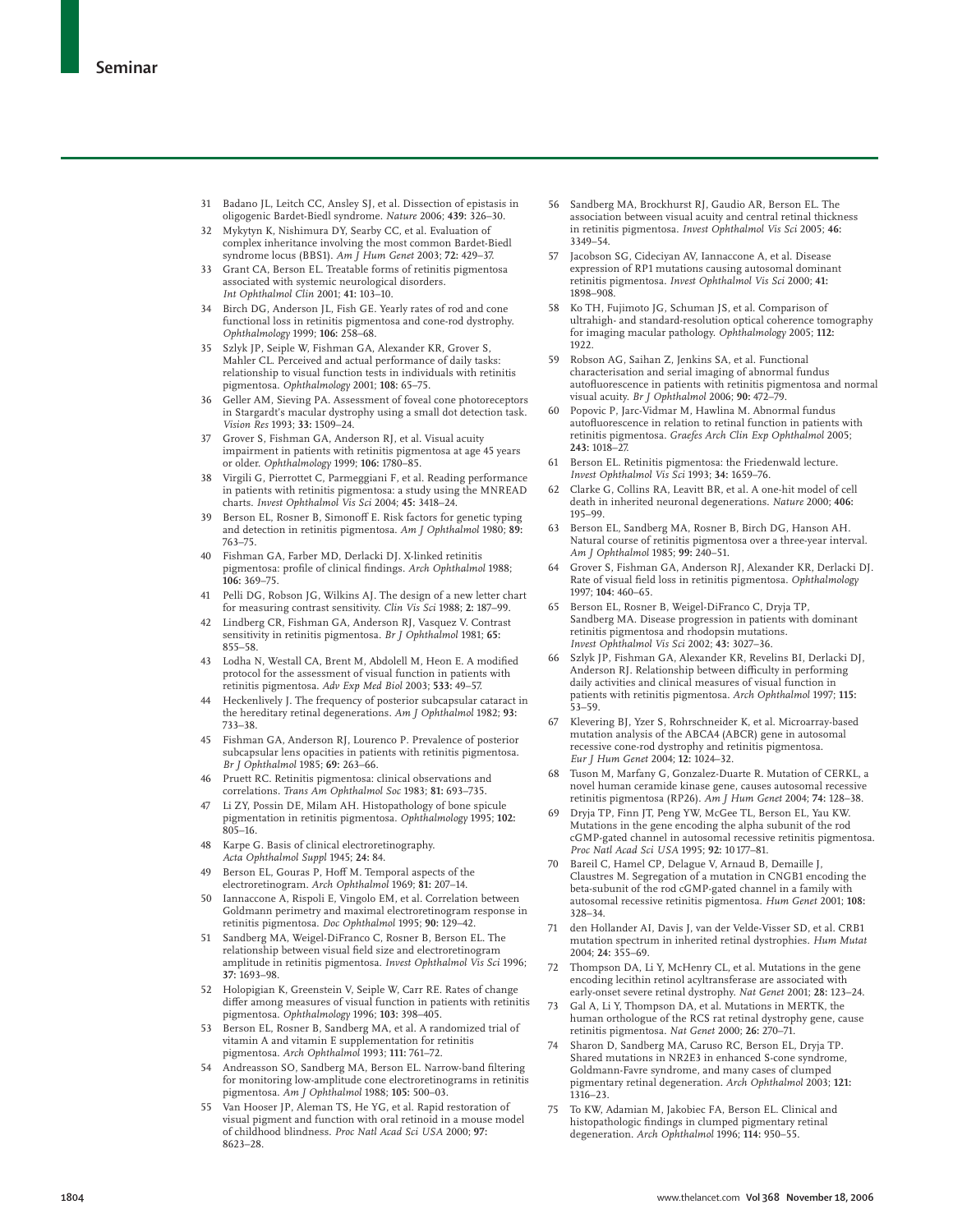31 Badano JL, Leitch CC, Ansley SJ, et al. Dissection of epistasis in oligogenic Bardet-Biedl syndrome. *Nature* 2006; **439:** 326–30.
32 Mykytyn K, Nishimura DY, Searby CC, et al. Evaluation of complex inheritance involving the most common Bardet-Biedl syndrome locus (BBS1). *Am J Hum Genet* 2003; **72:** 429–37.
33 Grant CA, Berson EL. Treatable forms of retinitis pigmentosa associated with systemic neurological disorders. *Int Ophthalmol Clin* 2001; **41:** 103–10.
34 Birch DG, Anderson JL, Fish GE. Yearly rates of rod and cone functional loss in retinitis pigmentosa and cone-rod dystrophy. *Ophthalmology* 1999; **106:** 258–68.
35 Szlyk JP, Seiple W, Fishman GA, Alexander KR, Grover S, Mahler CL. Perceived and actual performance of daily tasks: relationship to visual function tests in individuals with retinitis pigmentosa. *Ophthalmology* 2001; **108:** 65–75.
36 Geller AM, Sieving PA. Assessment of foveal cone photoreceptors in Stargardt's macular dystrophy using a small dot detection task. *Vision Res* 1993; **33:** 1509–24.
37 Grover S, Fishman GA, Anderson RJ, et al. Visual acuity impairment in patients with retinitis pigmentosa at age 45 years or older. *Ophthalmology* 1999; **106:** 1780–85.
38 Virgili G, Pierrottet C, Parmeggiani F, et al. Reading performance in patients with retinitis pigmentosa: a study using the MNREAD charts. *Invest Ophthalmol Vis Sci* 2004; **45:** 3418–24.
39 Berson EL, Rosner B, Simonoff E. Risk factors for genetic typing and detection in retinitis pigmentosa. *Am J Ophthalmol* 1980; **89:** 763–75.
40 Fishman GA, Farber MD, Derlacki DJ. X-linked retinitis pigmentosa: profile of clinical findings. *Arch Ophthalmol* 1988; **106:** 369–75.
41 Pelli DG, Robson JG, Wilkins AJ. The design of a new letter chart for measuring contrast sensitivity. *Clin Vis Sci* 1988; **2:** 187–99.
42 Lindberg CR, Fishman GA, Anderson RJ, Vasquez V. Contrast sensitivity in retinitis pigmentosa. *Br J Ophthalmol* 1981; **65:** 855–58.
43 Lodha N, Westall CA, Brent M, Abdolell M, Heon E. A modified protocol for the assessment of visual function in patients with retinitis pigmentosa. *Adv Exp Med Biol* 2003; **533:** 49–57.
44 Heckenlively J. The frequency of posterior subcapsular cataract in the hereditary retinal degenerations. *Am J Ophthalmol* 1982; **93:** 733–38.
45 Fishman GA, Anderson RJ, Lourenco P. Prevalence of posterior subcapsular lens opacities in patients with retinitis pigmentosa. *Br J Ophthalmol* 1985; **69:** 263–66.
46 Pruett RC. Retinitis pigmentosa: clinical observations and correlations. *Trans Am Ophthalmol Soc* 1983; **81:** 693–735.
47 Li ZY, Possin DE, Milam AH. Histopathology of bone spicule pigmentation in retinitis pigmentosa. *Ophthalmology* 1995; **102:** 805–16.
48 Karpe G. Basis of clinical electroretinography. *Acta Ophthalmol Suppl* 1945; **24:** 84.
49 Berson EL, Gouras P, Hoff M. Temporal aspects of the electroretinogram. *Arch Ophthalmol* 1969; **81:** 207–14.
50 Iannaccone A, Rispoli E, Vingolo EM, et al. Correlation between Goldmann perimetry and maximal electroretinogram response in retinitis pigmentosa. *Doc Ophthalmol* 1995; **90:** 129–42.
51 Sandberg MA, Weigel-DiFranco C, Rosner B, Berson EL. The relationship between visual field size and electroretinogram amplitude in retinitis pigmentosa. *Invest Ophthalmol Vis Sci* 1996; **37:** 1693–98.
52 Holopigian K, Greenstein V, Seiple W, Carr RE. Rates of change differ among measures of visual function in patients with retinitis pigmentosa. *Ophthalmology* 1996; **103:** 398–405.
53 Berson EL, Rosner B, Sandberg MA, et al. A randomized trial of vitamin A and vitamin E supplementation for retinitis pigmentosa. *Arch Ophthalmol* 1993; **111:** 761–72.
54 Andreasson SO, Sandberg MA, Berson EL. Narrow-band filtering for monitoring low-amplitude cone electroretinograms in retinitis pigmentosa. *Am J Ophthalmol* 1988; **105:** 500–03.
55 Van Hooser JP, Aleman TS, He YG, et al. Rapid restoration of visual pigment and function with oral retinoid in a mouse model of childhood blindness. *Proc Natl Acad Sci USA* 2000; **97:** 8623–28.
56 Sandberg MA, Brockhurst RJ, Gaudio AR, Berson EL. The association between visual acuity and central retinal thickness in retinitis pigmentosa. *Invest Ophthalmol Vis Sci* 2005; **46:** 3349–54.
57 Jacobson SG, Cideciyan AV, Iannaccone A, et al. Disease expression of RP1 mutations causing autosomal dominant retinitis pigmentosa. *Invest Ophthalmol Vis Sci* 2000; **41:** 1898–908.
58 Ko TH, Fujimoto JG, Schuman JS, et al. Comparison of ultrahigh- and standard-resolution optical coherence tomography for imaging macular pathology. *Ophthalmology* 2005; **112:** 1922.
59 Robson AG, Saihan Z, Jenkins SA, et al. Functional characterisation and serial imaging of abnormal fundus autofluorescence in patients with retinitis pigmentosa and normal visual acuity. *Br J Ophthalmol* 2006; **90:** 472–79.
60 Popovic P, Jarc-Vidmar M, Hawlina M. Abnormal fundus autofluorescence in relation to retinal function in patients with retinitis pigmentosa. *Graefes Arch Clin Exp Ophthalmol* 2005; **243:** 1018–27.
61 Berson EL. Retinitis pigmentosa: the Friedenwald lecture. *Invest Ophthalmol Vis Sci* 1993; **34:** 1659–76.
62 Clarke G, Collins RA, Leavitt BR, et al. A one-hit model of cell death in inherited neuronal degenerations. *Nature* 2000; **406:** 195–99.
63 Berson EL, Sandberg MA, Rosner B, Birch DG, Hanson AH. Natural course of retinitis pigmentosa over a three-year interval. *Am J Ophthalmol* 1985; **99:** 240–51.
64 Grover S, Fishman GA, Anderson RJ, Alexander KR, Derlacki DJ. Rate of visual field loss in retinitis pigmentosa. *Ophthalmology* 1997; **104:** 460–65.
65 Berson EL, Rosner B, Weigel-DiFranco C, Dryja TP, Sandberg MA. Disease progression in patients with dominant retinitis pigmentosa and rhodopsin mutations. *Invest Ophthalmol Vis Sci* 2002; **43:** 3027–36.
66 Szlyk JP, Fishman GA, Alexander KR, Revelins BI, Derlacki DJ, Anderson RJ. Relationship between difficulty in performing daily activities and clinical measures of visual function in patients with retinitis pigmentosa. *Arch Ophthalmol* 1997; **115:** 53–59.
67 Klevering BJ, Yzer S, Rohrschneider K, et al. Microarray-based mutation analysis of the ABCA4 (ABCR) gene in autosomal recessive cone-rod dystrophy and retinitis pigmentosa. *Eur J Hum Genet* 2004; **12:** 1024–32.
68 Tuson M, Marfany G, Gonzalez-Duarte R. Mutation of CERKL, a novel human ceramide kinase gene, causes autosomal recessive retinitis pigmentosa (RP26). *Am J Hum Genet* 2004; **74:** 128–38.
69 Dryja TP, Finn JT, Peng YW, McGee TL, Berson EL, Yau KW. Mutations in the gene encoding the alpha subunit of the rod cGMP-gated channel in autosomal recessive retinitis pigmentosa. *Proc Natl Acad Sci USA* 1995; **92:** 10 177–81.
70 Bareil C, Hamel CP, Delague V, Arnaud B, Demaille J, Claustres M. Segregation of a mutation in CNGB1 encoding the beta-subunit of the rod cGMP-gated channel in a family with autosomal recessive retinitis pigmentosa. *Hum Genet* 2001; **108:** 328–34.
71 den Hollander AI, Davis J, van der Velde-Visser SD, et al. CRB1 mutation spectrum in inherited retinal dystrophies. *Hum Mutat* 2004; **24:** 355–69.
72 Thompson DA, Li Y, McHenry CL, et al. Mutations in the gene encoding lecithin retinol acyltransferase are associated with early-onset severe retinal dystrophy. *Nat Genet* 2001; **28:** 123–24.
73 Gal A, Li Y, Thompson DA, et al. Mutations in MERTK, the human orthologue of the RCS rat retinal dystrophy gene, cause retinitis pigmentosa. *Nat Genet* 2000; **26:** 270–71.
74 Sharon D, Sandberg MA, Caruso RC, Berson EL, Dryja TP. Shared mutations in NR2E3 in enhanced S-cone syndrome, Goldmann-Favre syndrome, and many cases of clumped pigmentary retinal degeneration. *Arch Ophthalmol* 2003; **121:** 1316–23.
75 To KW, Adamian M, Jakobiec FA, Berson EL. Clinical and histopathologic findings in clumped pigmentary retinal degeneration. *Arch Ophthalmol* 1996; **114:** 950–55.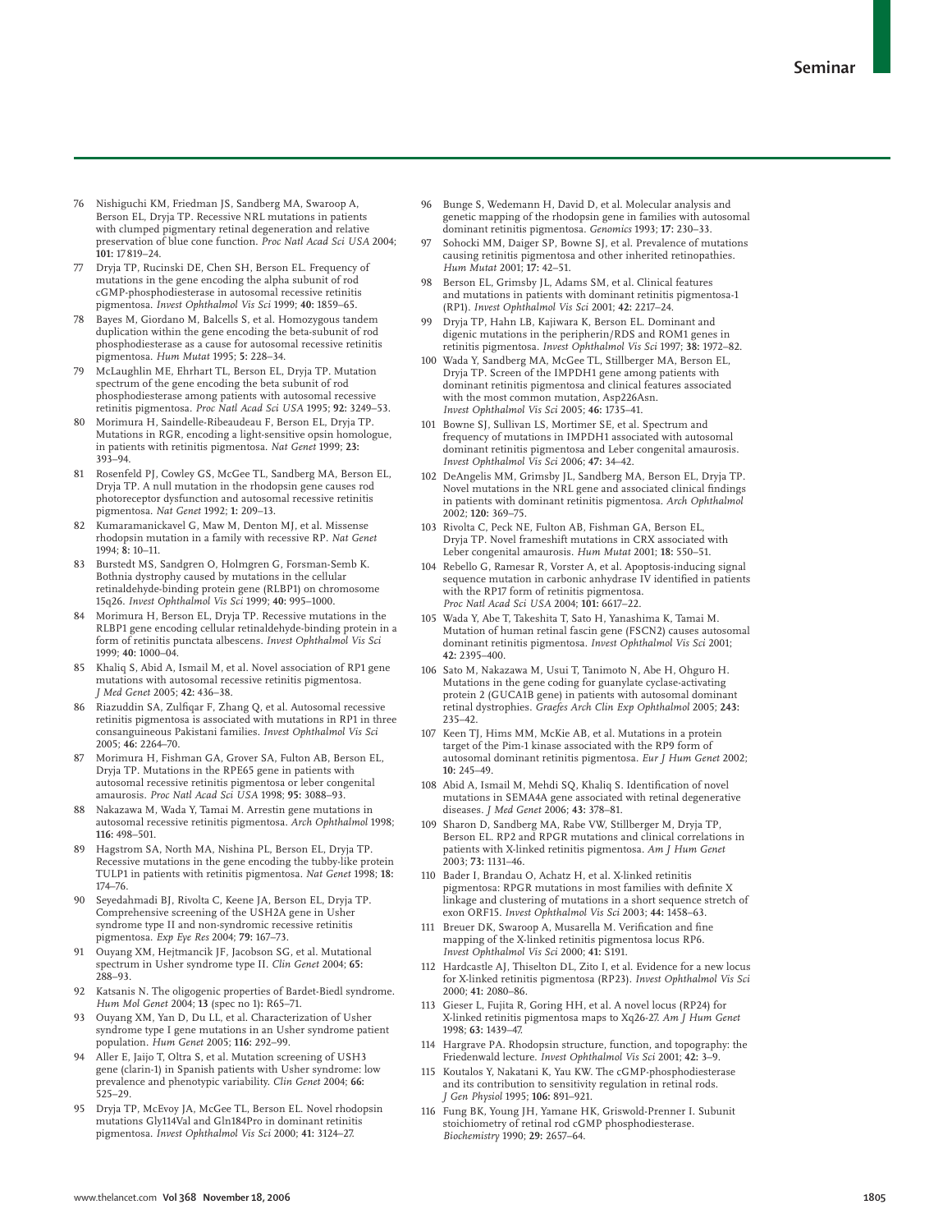76 Nishiguchi KM, Friedman JS, Sandberg MA, Swaroop A, Berson EL, Dryja TP. Recessive NRL mutations in patients with clumped pigmentary retinal degeneration and relative preservation of blue cone function. *Proc Natl Acad Sci USA* 2004; **101:** 17 819–24.

77 Dryja TP, Rucinski DE, Chen SH, Berson EL. Frequency of mutations in the gene encoding the alpha subunit of rod cGMP-phosphodiesterase in autosomal recessive retinitis pigmentosa. *Invest Ophthalmol Vis Sci* 1999; **40:** 1859–65.

78 Bayes M, Giordano M, Balcells S, et al. Homozygous tandem duplication within the gene encoding the beta-subunit of rod phosphodiesterase as a cause for autosomal recessive retinitis pigmentosa. *Hum Mutat* 1995; **5:** 228–34.

79 McLaughlin ME, Ehrhart TL, Berson EL, Dryja TP. Mutation spectrum of the gene encoding the beta subunit of rod phosphodiesterase among patients with autosomal recessive retinitis pigmentosa. *Proc Natl Acad Sci USA* 1995; **92:** 3249–53.

80 Morimura H, Saindelle-Ribeaudeau F, Berson EL, Dryja TP. Mutations in RGR, encoding a light-sensitive opsin homologue, in patients with retinitis pigmentosa. *Nat Genet* 1999; **23:** 393–94.

81 Rosenfeld PJ, Cowley GS, McGee TL, Sandberg MA, Berson EL, Dryja TP. A null mutation in the rhodopsin gene causes rod photoreceptor dysfunction and autosomal recessive retinitis pigmentosa. *Nat Genet* 1992; **1:** 209–13.

82 Kumaramanickavel G, Maw M, Denton MJ, et al. Missense rhodopsin mutation in a family with recessive RP. *Nat Genet* 1994; **8:** 10–11.

83 Burstedt MS, Sandgren O, Holmgren G, Forsman-Semb K. Bothnia dystrophy caused by mutations in the cellular retinaldehyde-binding protein gene (RLBP1) on chromosome 15q26. *Invest Ophthalmol Vis Sci* 1999; **40:** 995–1000.

84 Morimura H, Berson EL, Dryja TP. Recessive mutations in the RLBP1 gene encoding cellular retinaldehyde-binding protein in a form of retinitis punctata albescens. *Invest Ophthalmol Vis Sci* 1999; **40:** 1000–04.

85 Khaliq S, Abid A, Ismail M, et al. Novel association of RP1 gene mutations with autosomal recessive retinitis pigmentosa. *J Med Genet* 2005; **42:** 436–38.

86 Riazuddin SA, Zulfiqar F, Zhang Q, et al. Autosomal recessive retinitis pigmentosa is associated with mutations in RP1 in three consanguineous Pakistani families. *Invest Ophthalmol Vis Sci* 2005; **46:** 2264–70.

87 Morimura H, Fishman GA, Grover SA, Fulton AB, Berson EL, Dryja TP. Mutations in the RPE65 gene in patients with autosomal recessive retinitis pigmentosa or leber congenital amaurosis. *Proc Natl Acad Sci USA* 1998; **95:** 3088–93.

88 Nakazawa M, Wada Y, Tamai M. Arrestin gene mutations in autosomal recessive retinitis pigmentosa. *Arch Ophthalmol* 1998; **116:** 498–501.

89 Hagstrom SA, North MA, Nishina PL, Berson EL, Dryja TP. Recessive mutations in the gene encoding the tubby-like protein TULP1 in patients with retinitis pigmentosa. *Nat Genet* 1998; **18:** 174–76.

90 Seyedahmadi BJ, Rivolta C, Keene JA, Berson EL, Dryja TP. Comprehensive screening of the USH2A gene in Usher syndrome type II and non-syndromic recessive retinitis pigmentosa. *Exp Eye Res* 2004; **79:** 167–73.

91 Ouyang XM, Hejtmancik JF, Jacobson SG, et al. Mutational spectrum in Usher syndrome type II. *Clin Genet* 2004; **65:** 288–93.

92 Katsanis N. The oligogenic properties of Bardet-Biedl syndrome. *Hum Mol Genet* 2004; **13** (spec no 1): R65–71.

93 Ouyang XM, Yan D, Du LL, et al. Characterization of Usher syndrome type I gene mutations in an Usher syndrome patient population. *Hum Genet* 2005; **116:** 292–99.

94 Aller E, Jaijo T, Oltra S, et al. Mutation screening of USH3 gene (clarin-1) in Spanish patients with Usher syndrome: low prevalence and phenotypic variability. *Clin Genet* 2004; **66:** 525–29.

95 Dryja TP, McEvoy JA, McGee TL, Berson EL. Novel rhodopsin mutations Gly114Val and Gln184Pro in dominant retinitis pigmentosa. *Invest Ophthalmol Vis Sci* 2000; **41:** 3124–27.

96 Bunge S, Wedemann H, David D, et al. Molecular analysis and genetic mapping of the rhodopsin gene in families with autosomal dominant retinitis pigmentosa. *Genomics* 1993; **17:** 230–33.

97 Sohocki MM, Daiger SP, Bowne SJ, et al. Prevalence of mutations causing retinitis pigmentosa and other inherited retinopathies. *Hum Mutat* 2001; **17:** 42–51.

98 Berson EL, Grimsby JL, Adams SM, et al. Clinical features and mutations in patients with dominant retinitis pigmentosa-1 (RP1). *Invest Ophthalmol Vis Sci* 2001; **42:** 2217–24.

99 Dryja TP, Hahn LB, Kajiwara K, Berson EL. Dominant and digenic mutations in the peripherin/RDS and ROM1 genes in retinitis pigmentosa. *Invest Ophthalmol Vis Sci* 1997; **38:** 1972–82.

100 Wada Y, Sandberg MA, McGee TL, Stillberger MA, Berson EL, Dryja TP. Screen of the IMPDH1 gene among patients with dominant retinitis pigmentosa and clinical features associated with the most common mutation, Asp226Asn. *Invest Ophthalmol Vis Sci* 2005; **46:** 1735–41.

101 Bowne SJ, Sullivan LS, Mortimer SE, et al. Spectrum and frequency of mutations in IMPDH1 associated with autosomal dominant retinitis pigmentosa and Leber congenital amaurosis. *Invest Ophthalmol Vis Sci* 2006; **47:** 34–42.

102 DeAngelis MM, Grimsby JL, Sandberg MA, Berson EL, Dryja TP. Novel mutations in the NRL gene and associated clinical findings in patients with dominant retinitis pigmentosa. *Arch Ophthalmol* 2002; **120:** 369–75.

103 Rivolta C, Peck NE, Fulton AB, Fishman GA, Berson EL, Dryja TP. Novel frameshift mutations in CRX associated with Leber congenital amaurosis. *Hum Mutat* 2001; **18:** 550–51.

104 Rebello G, Ramesar R, Vorster A, et al. Apoptosis-inducing signal sequence mutation in carbonic anhydrase IV identified in patients with the RP17 form of retinitis pigmentosa. *Proc Natl Acad Sci USA* 2004; **101:** 6617–22.

105 Wada Y, Abe T, Takeshita T, Sato H, Yanashima K, Tamai M. Mutation of human retinal fascin gene (FSCN2) causes autosomal dominant retinitis pigmentosa. *Invest Ophthalmol Vis Sci* 2001; **42:** 2395–400.

106 Sato M, Nakazawa M, Usui T, Tanimoto N, Abe H, Ohguro H. Mutations in the gene coding for guanylate cyclase-activating protein 2 (GUCA1B gene) in patients with autosomal dominant retinal dystrophies. *Graefes Arch Clin Exp Ophthalmol* 2005; **243:** 235–42.

107 Keen TJ, Hims MM, McKie AB, et al. Mutations in a protein target of the Pim-1 kinase associated with the RP9 form of autosomal dominant retinitis pigmentosa. *Eur J Hum Genet* 2002; **10:** 245–49.

108 Abid A, Ismail M, Mehdi SQ, Khaliq S. Identification of novel mutations in SEMA4A gene associated with retinal degenerative diseases. *J Med Genet* 2006; **43:** 378–81.

109 Sharon D, Sandberg MA, Rabe VW, Stillberger M, Dryja TP, Berson EL. RP2 and RPGR mutations and clinical correlations in patients with X-linked retinitis pigmentosa. *Am J Hum Genet* 2003; **73:** 1131–46.

110 Bader I, Brandau O, Achatz H, et al. X-linked retinitis pigmentosa: RPGR mutations in most families with definite X linkage and clustering of mutations in a short sequence stretch of exon ORF15. *Invest Ophthalmol Vis Sci* 2003; **44:** 1458–63.

111 Breuer DK, Swaroop A, Musarella M. Verification and fine mapping of the X-linked retinitis pigmentosa locus RP6. *Invest Ophthalmol Vis Sci* 2000; **41:** S191.

112 Hardcastle AJ, Thiselton DL, Zito I, et al. Evidence for a new locus for X-linked retinitis pigmentosa (RP23). *Invest Ophthalmol Vis Sci* 2000; **41:** 2080–86.

113 Gieser L, Fujita R, Goring HH, et al. A novel locus (RP24) for X-linked retinitis pigmentosa maps to Xq26-27. *Am J Hum Genet* 1998; **63:** 1439–47.

114 Hargrave PA. Rhodopsin structure, function, and topography: the Friedenwald lecture. *Invest Ophthalmol Vis Sci* 2001; **42:** 3–9.

115 Koutalos Y, Nakatani K, Yau KW. The cGMP-phosphodiesterase and its contribution to sensitivity regulation in retinal rods. *J Gen Physiol* 1995; **106:** 891–921.

116 Fung BK, Young JH, Yamane HK, Griswold-Prenner I. Subunit stoichiometry of retinal rod cGMP phosphodiesterase. *Biochemistry* 1990; **29:** 2657–64.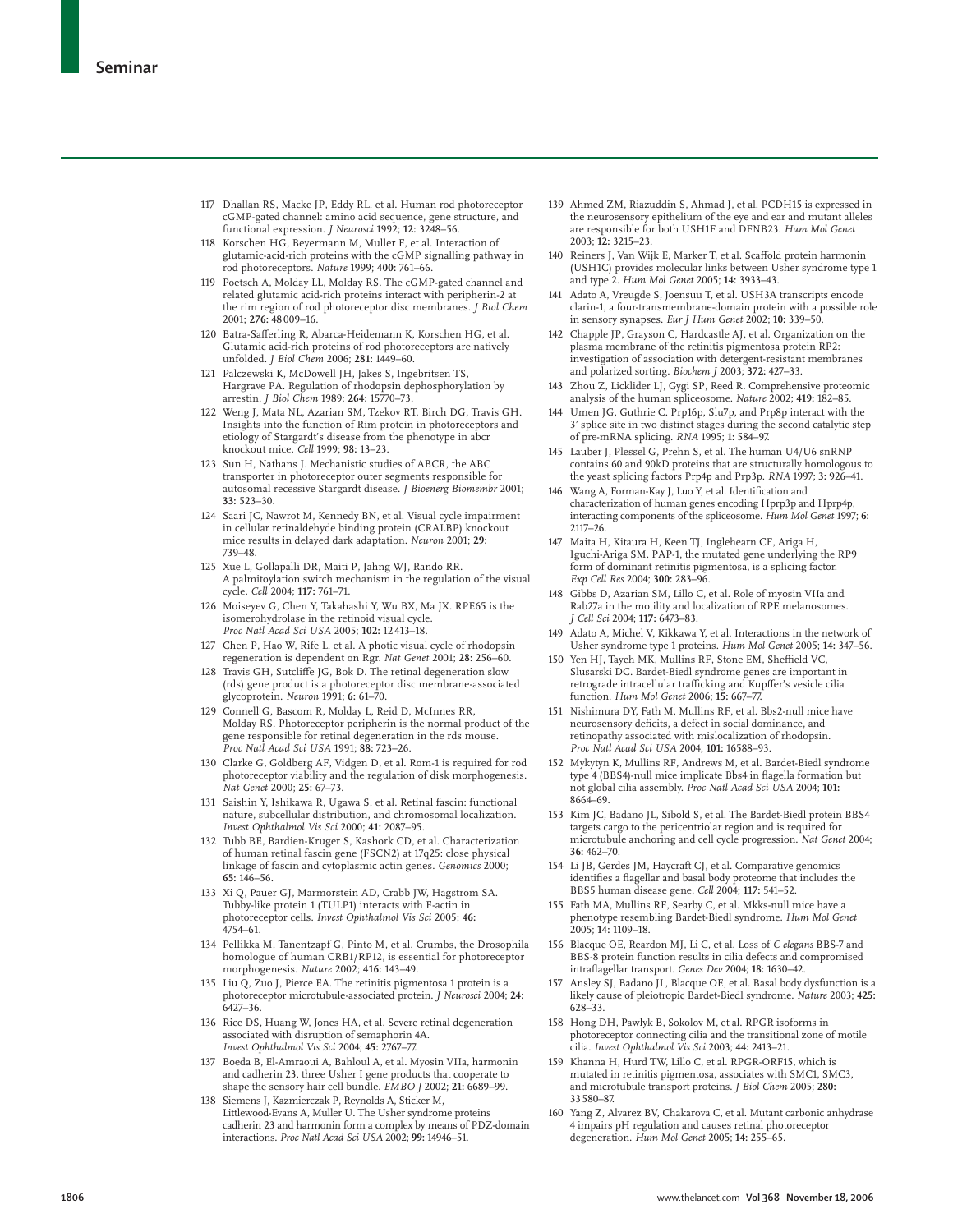117 Dhallan RS, Macke JP, Eddy RL, et al. Human rod photoreceptor cGMP-gated channel: amino acid sequence, gene structure, and functional expression. *J Neurosci* 1992; **12:** 3248–56.

118 Korschen HG, Beyermann M, Muller F, et al. Interaction of glutamic-acid-rich proteins with the cGMP signalling pathway in rod photoreceptors. *Nature* 1999; **400:** 761–66.

119 Poetsch A, Molday LL, Molday RS. The cGMP-gated channel and related glutamic acid-rich proteins interact with peripherin-2 at the rim region of rod photoreceptor disc membranes. *J Biol Chem* 2001; **276:** 48 009–16.

120 Batra-Safferling R, Abarca-Heidemann K, Korschen HG, et al. Glutamic acid-rich proteins of rod photoreceptors are natively unfolded. *J Biol Chem* 2006; **281:** 1449–60.

121 Palczewski K, McDowell JH, Jakes S, Ingebritsen TS, Hargrave PA. Regulation of rhodopsin dephosphorylation by arrestin. *J Biol Chem* 1989; **264:** 15770–73.

122 Weng J, Mata NL, Azarian SM, Tzekov RT, Birch DG, Travis GH. Insights into the function of Rim protein in photoreceptors and etiology of Stargardt's disease from the phenotype in abcr knockout mice. *Cell* 1999; **98:** 13–23.

123 Sun H, Nathans J. Mechanistic studies of ABCR, the ABC transporter in photoreceptor outer segments responsible for autosomal recessive Stargardt disease. *J Bioenerg Biomembr* 2001; **33:** 523–30.

124 Saari JC, Nawrot M, Kennedy BN, et al. Visual cycle impairment in cellular retinaldehyde binding protein (CRALBP) knockout mice results in delayed dark adaptation. *Neuron* 2001; **29:** 739–48.

125 Xue L, Gollapalli DR, Maiti P, Jahng WJ, Rando RR. A palmitoylation switch mechanism in the regulation of the visual cycle. *Cell* 2004; **117:** 761–71.

126 Moiseyev G, Chen Y, Takahashi Y, Wu BX, Ma JX. RPE65 is the isomerohydrolase in the retinoid visual cycle. *Proc Natl Acad Sci USA* 2005; **102:** 12 413–18.

127 Chen P, Hao W, Rife L, et al. A photic visual cycle of rhodopsin regeneration is dependent on Rgr. *Nat Genet* 2001; **28:** 256–60.

128 Travis GH, Sutcliffe JG, Bok D. The retinal degeneration slow (rds) gene product is a photoreceptor disc membrane-associated glycoprotein. *Neuron* 1991; **6:** 61–70.

129 Connell G, Bascom R, Molday L, Reid D, McInnes RR, Molday RS. Photoreceptor peripherin is the normal product of the gene responsible for retinal degeneration in the rds mouse. *Proc Natl Acad Sci USA* 1991; **88:** 723–26.

130 Clarke G, Goldberg AF, Vidgen D, et al. Rom-1 is required for rod photoreceptor viability and the regulation of disk morphogenesis. *Nat Genet* 2000; **25:** 67–73.

131 Saishin Y, Ishikawa R, Ugawa S, et al. Retinal fascin: functional nature, subcellular distribution, and chromosomal localization. *Invest Ophthalmol Vis Sci* 2000; **41:** 2087–95.

132 Tubb BE, Bardien-Kruger S, Kashork CD, et al. Characterization of human retinal fascin gene (FSCN2) at 17q25: close physical linkage of fascin and cytoplasmic actin genes. *Genomics* 2000; **65:** 146–56.

133 Xi Q, Pauer GJ, Marmorstein AD, Crabb JW, Hagstrom SA. Tubby-like protein 1 (TULP1) interacts with F-actin in photoreceptor cells. *Invest Ophthalmol Vis Sci* 2005; **46:** 4754–61.

134 Pellikka M, Tanentzapf G, Pinto M, et al. Crumbs, the Drosophila homologue of human CRB1/RP12, is essential for photoreceptor morphogenesis. *Nature* 2002; **416:** 143–49.

135 Liu Q, Zuo J, Pierce EA. The retinitis pigmentosa 1 protein is a photoreceptor microtubule-associated protein. *J Neurosci* 2004; **24:** 6427–36.

136 Rice DS, Huang W, Jones HA, et al. Severe retinal degeneration associated with disruption of semaphorin 4A. *Invest Ophthalmol Vis Sci* 2004; **45:** 2767–77.

137 Boeda B, El-Amraoui A, Bahloul A, et al. Myosin VIIa, harmonin and cadherin 23, three Usher I gene products that cooperate to shape the sensory hair cell bundle. *EMBO J* 2002; **21:** 6689–99.

138 Siemens J, Kazmierczak P, Reynolds A, Sticker M, Littlewood-Evans A, Muller U. The Usher syndrome proteins cadherin 23 and harmonin form a complex by means of PDZ-domain interactions. *Proc Natl Acad Sci USA* 2002; **99:** 14946–51.

139 Ahmed ZM, Riazuddin S, Ahmad J, et al. PCDH15 is expressed in the neurosensory epithelium of the eye and ear and mutant alleles are responsible for both USH1F and DFNB23. *Hum Mol Genet* 2003; **12:** 3215–23.

140 Reiners J, Van Wijk E, Marker T, et al. Scaffold protein harmonin (USH1C) provides molecular links between Usher syndrome type 1 and type 2. *Hum Mol Genet* 2005; **14:** 3933–43.

141 Adato A, Vreugde S, Joensuu T, et al. USH3A transcripts encode clarin-1, a four-transmembrane-domain protein with a possible role in sensory synapses. *Eur J Hum Genet* 2002; **10:** 339–50.

142 Chapple JP, Grayson C, Hardcastle AJ, et al. Organization on the plasma membrane of the retinitis pigmentosa protein RP2: investigation of association with detergent-resistant membranes and polarized sorting. *Biochem J* 2003; **372:** 427–33.

143 Zhou Z, Licklider LJ, Gygi SP, Reed R. Comprehensive proteomic analysis of the human spliceosome. *Nature* 2002; **419:** 182–85.

144 Umen JG, Guthrie C. Prp16p, Slu7p, and Prp8p interact with the 3' splice site in two distinct stages during the second catalytic step of pre-mRNA splicing. *RNA* 1995; **1:** 584–97.

145 Lauber J, Plessel G, Prehn S, et al. The human U4/U6 snRNP contains 60 and 90kD proteins that are structurally homologous to the yeast splicing factors Prp4p and Prp3p. *RNA* 1997; **3:** 926–41.

146 Wang A, Forman-Kay J, Luo Y, et al. Identification and characterization of human genes encoding Hprp3p and Hprp4p, interacting components of the spliceosome. *Hum Mol Genet* 1997; **6:** 2117–26.

147 Maita H, Kitaura H, Keen TJ, Inglehearn CF, Ariga H, Iguchi-Ariga SM. PAP-1, the mutated gene underlying the RP9 form of dominant retinitis pigmentosa, is a splicing factor. *Exp Cell Res* 2004; **300:** 283–96.

148 Gibbs D, Azarian SM, Lillo C, et al. Role of myosin VIIa and Rab27a in the motility and localization of RPE melanosomes. *J Cell Sci* 2004; **117:** 6473–83.

149 Adato A, Michel V, Kikkawa Y, et al. Interactions in the network of Usher syndrome type 1 proteins. *Hum Mol Genet* 2005; **14:** 347–56.

150 Yen HJ, Tayeh MK, Mullins RF, Stone EM, Sheffield VC, Slusarski DC. Bardet-Biedl syndrome genes are important in retrograde intracellular trafficking and Kupffer's vesicle cilia function. *Hum Mol Genet* 2006; **15:** 667–77.

151 Nishimura DY, Fath M, Mullins RF, et al. Bbs2-null mice have neurosensory deficits, a defect in social dominance, and retinopathy associated with mislocalization of rhodopsin. *Proc Natl Acad Sci USA* 2004; **101:** 16588–93.

152 Mykytyn K, Mullins RF, Andrews M, et al. Bardet-Biedl syndrome type 4 (BBS4)-null mice implicate Bbs4 in flagella formation but not global cilia assembly. *Proc Natl Acad Sci USA* 2004; **101:** 8664–69.

153 Kim JC, Badano JL, Sibold S, et al. The Bardet-Biedl protein BBS4 targets cargo to the pericentriolar region and is required for microtubule anchoring and cell cycle progression. *Nat Genet* 2004; **36:** 462–70.

154 Li JB, Gerdes JM, Haycraft CJ, et al. Comparative genomics identifies a flagellar and basal body proteome that includes the BBS5 human disease gene. *Cell* 2004; **117:** 541–52.

155 Fath MA, Mullins RF, Searby C, et al. Mkks-null mice have a phenotype resembling Bardet-Biedl syndrome. *Hum Mol Genet* 2005; **14:** 1109–18.

156 Blacque OE, Reardon MJ, Li C, et al. Loss of *C elegans* BBS-7 and BBS-8 protein function results in cilia defects and compromised intraflagellar transport. *Genes Dev* 2004; **18:** 1630–42.

157 Ansley SJ, Badano JL, Blacque OE, et al. Basal body dysfunction is a likely cause of pleiotropic Bardet-Biedl syndrome. *Nature* 2003; **425:** 628–33.

158 Hong DH, Pawlyk B, Sokolov M, et al. RPGR isoforms in photoreceptor connecting cilia and the transitional zone of motile cilia. *Invest Ophthalmol Vis Sci* 2003; **44:** 2413–21.

159 Khanna H, Hurd TW, Lillo C, et al. RPGR-ORF15, which is mutated in retinitis pigmentosa, associates with SMC1, SMC3, and microtubule transport proteins. *J Biol Chem* 2005; **280:** 33 580–87.

160 Yang Z, Alvarez BV, Chakarova C, et al. Mutant carbonic anhydrase 4 impairs pH regulation and causes retinal photoreceptor degeneration. *Hum Mol Genet* 2005; **14:** 255–65.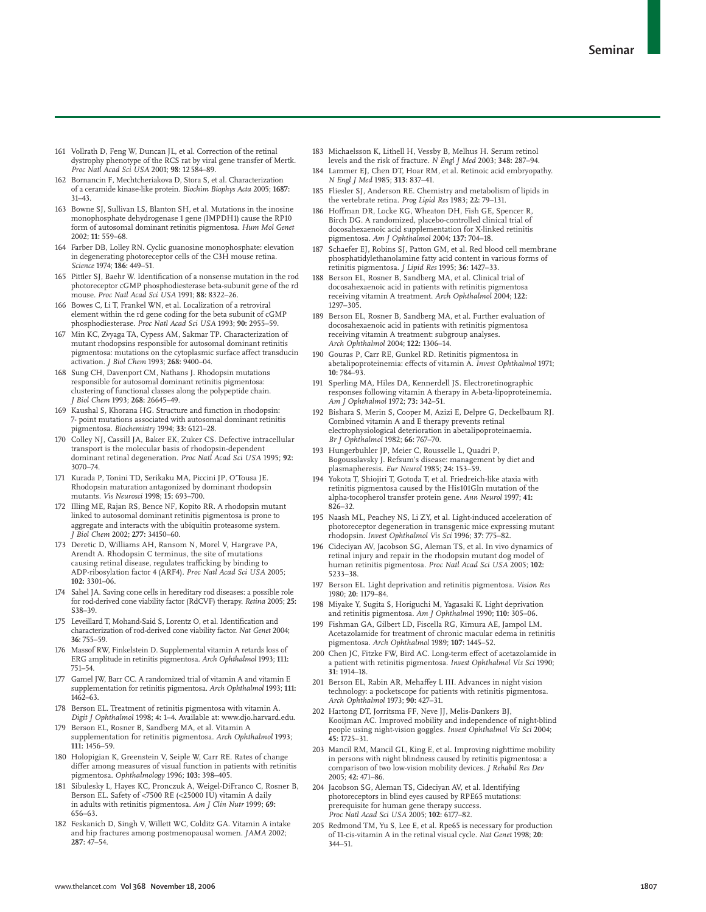161 Vollrath D, Feng W, Duncan JL, et al. Correction of the retinal dystrophy phenotype of the RCS rat by viral gene transfer of Mertk. *Proc Natl Acad Sci USA* 2001; **98:** 12 584–89.

162 Bornancin F, Mechtcheriakova D, Stora S, et al. Characterization of a ceramide kinase-like protein. *Biochim Biophys Acta* 2005; **1687:** 31–43.

163 Bowne SJ, Sullivan LS, Blanton SH, et al. Mutations in the inosine monophosphate dehydrogenase 1 gene (IMPDH1) cause the RP10 form of autosomal dominant retinitis pigmentosa. *Hum Mol Genet* 2002; **11:** 559–68.

164 Farber DB, Lolley RN. Cyclic guanosine monophosphate: elevation in degenerating photoreceptor cells of the C3H mouse retina. *Science* 1974; **186:** 449–51.

165 Pittler SJ, Baehr W. Identification of a nonsense mutation in the rod photoreceptor cGMP phosphodiesterase beta-subunit gene of the rd mouse. *Proc Natl Acad Sci USA* 1991; **88:** 8322–26.

166 Bowes C, Li T, Frankel WN, et al. Localization of a retroviral element within the rd gene coding for the beta subunit of cGMP phosphodiesterase. *Proc Natl Acad Sci USA* 1993; **90:** 2955–59.

167 Min KC, Zvyaga TA, Cypess AM, Sakmar TP. Characterization of mutant rhodopsins responsible for autosomal dominant retinitis pigmentosa: mutations on the cytoplasmic surface affect transducin activation. *J Biol Chem* 1993; **268:** 9400–04.

168 Sung CH, Davenport CM, Nathans J. Rhodopsin mutations responsible for autosomal dominant retinitis pigmentosa: clustering of functional classes along the polypeptide chain. *J Biol Chem* 1993; **268:** 26645–49.

169 Kaushal S, Khorana HG. Structure and function in rhodopsin: 7- point mutations associated with autosomal dominant retinitis pigmentosa. *Biochemistry* 1994; **33:** 6121–28.

170 Colley NJ, Cassill JA, Baker EK, Zuker CS. Defective intracellular transport is the molecular basis of rhodopsin-dependent dominant retinal degeneration. *Proc Natl Acad Sci USA* 1995; **92:** 3070–74.

171 Kurada P, Tonini TD, Serikaku MA, Piccini JP, O'Tousa JE. Rhodopsin maturation antagonized by dominant rhodopsin mutants. *Vis Neurosci* 1998; **15:** 693–700.

172 Illing ME, Rajan RS, Bence NF, Kopito RR. A rhodopsin mutant linked to autosomal dominant retinitis pigmentosa is prone to aggregate and interacts with the ubiquitin proteasome system. *J Biol Chem* 2002; **277:** 34150–60.

173 Deretic D, Williams AH, Ransom N, Morel V, Hargrave PA, Arendt A. Rhodopsin C terminus, the site of mutations causing retinal disease, regulates trafficking by binding to ADP-ribosylation factor 4 (ARF4). *Proc Natl Acad Sci USA* 2005; **102:** 3301–06.

174 Sahel JA. Saving cone cells in hereditary rod diseases: a possible role for rod-derived cone viability factor (RdCVF) therapy. *Retina* 2005; **25:** S38–39.

175 Leveillard T, Mohand-Said S, Lorentz O, et al. Identification and characterization of rod-derived cone viability factor. *Nat Genet* 2004; **36:** 755–59.

176 Massof RW, Finkelstein D. Supplemental vitamin A retards loss of ERG amplitude in retinitis pigmentosa. *Arch Ophthalmol* 1993; **111:** 751–54.

177 Gamel JW, Barr CC. A randomized trial of vitamin A and vitamin E supplementation for retinitis pigmentosa. *Arch Ophthalmol* 1993; **111:** 1462–63.

178 Berson EL. Treatment of retinitis pigmentosa with vitamin A. *Digit J Ophthalmol* 1998; **4:** 1–4. Available at: www.djo.harvard.edu.

179 Berson EL, Rosner B, Sandberg MA, et al. Vitamin A supplementation for retinitis pigmentosa. *Arch Ophthalmol* 1993; **111:** 1456–59.

180 Holopigian K, Greenstein V, Seiple W, Carr RE. Rates of change differ among measures of visual function in patients with retinitis pigmentosa. *Ophthalmology* 1996; **103:** 398–405.

181 Sibulesky L, Hayes KC, Pronczuk A, Weigel-DiFranco C, Rosner B, Berson EL. Safety of <7500 RE (<25000 IU) vitamin A daily in adults with retinitis pigmentosa. *Am J Clin Nutr* 1999; **69:** 656–63.

182 Feskanich D, Singh V, Willett WC, Colditz GA. Vitamin A intake and hip fractures among postmenopausal women. *JAMA* 2002; **287:** 47–54.

183 Michaelsson K, Lithell H, Vessby B, Melhus H. Serum retinol levels and the risk of fracture. *N Engl J Med* 2003; **348:** 287–94.

184 Lammer EJ, Chen DT, Hoar RM, et al. Retinoic acid embryopathy. *N Engl J Med* 1985; **313:** 837–41.

185 Fliesler SJ, Anderson RE. Chemistry and metabolism of lipids in the vertebrate retina. *Prog Lipid Res* 1983; **22:** 79–131.

186 Hoffman DR, Locke KG, Wheaton DH, Fish GE, Spencer R, Birch DG. A randomized, placebo-controlled clinical trial of docosahexaenoic acid supplementation for X-linked retinitis pigmentosa. *Am J Ophthalmol* 2004; **137:** 704–18.

187 Schaefer EJ, Robins SJ, Patton GM, et al. Red blood cell membrane phosphatidylethanolamine fatty acid content in various forms of retinitis pigmentosa. *J Lipid Res* 1995; **36:** 1427–33.

188 Berson EL, Rosner B, Sandberg MA, et al. Clinical trial of docosahexaenoic acid in patients with retinitis pigmentosa receiving vitamin A treatment. *Arch Ophthalmol* 2004; **122:** 1297–305.

189 Berson EL, Rosner B, Sandberg MA, et al. Further evaluation of docosahexaenoic acid in patients with retinitis pigmentosa receiving vitamin A treatment: subgroup analyses. *Arch Ophthalmol* 2004; **122:** 1306–14.

190 Gouras P, Carr RE, Gunkel RD. Retinitis pigmentosa in abetalipoproteinemia: effects of vitamin A. *Invest Ophthalmol* 1971; **10:** 784–93.

191 Sperling MA, Hiles DA, Kennerdell JS. Electroretinographic responses following vitamin A therapy in A-beta-lipoproteinemia. *Am J Ophthalmol* 1972; **73:** 342–51.

192 Bishara S, Merin S, Cooper M, Azizi E, Delpre G, Deckelbaum RJ. Combined vitamin A and E therapy prevents retinal electrophysiological deterioration in abetalipoproteinaemia. *Br J Ophthalmol* 1982; **66:** 767–70.

193 Hungerbuhler JP, Meier C, Rousselle L, Quadri P, Bogousslavsky J. Refsum's disease: management by diet and plasmapheresis. *Eur Neurol* 1985; **24:** 153–59.

194 Yokota T, Shiojiri T, Gotoda T, et al. Friedreich-like ataxia with retinitis pigmentosa caused by the His101Gln mutation of the alpha-tocopherol transfer protein gene. *Ann Neurol* 1997; **41:** 826–32.

195 Naash ML, Peachey NS, Li ZY, et al. Light-induced acceleration of photoreceptor degeneration in transgenic mice expressing mutant rhodopsin. *Invest Ophthalmol Vis Sci* 1996; **37:** 775–82.

196 Cideciyan AV, Jacobson SG, Aleman TS, et al. In vivo dynamics of retinal injury and repair in the rhodopsin mutant dog model of human retinitis pigmentosa. *Proc Natl Acad Sci USA* 2005; **102:** 5233–38.

197 Berson EL. Light deprivation and retinitis pigmentosa. *Vision Res* 1980; **20:** 1179–84.

198 Miyake Y, Sugita S, Horiguchi M, Yagasaki K. Light deprivation and retinitis pigmentosa. *Am J Ophthalmol* 1990; **110:** 305–06.

199 Fishman GA, Gilbert LD, Fiscella RG, Kimura AE, Jampol LM. Acetazolamide for treatment of chronic macular edema in retinitis pigmentosa. *Arch Ophthalmol* 1989; **107:** 1445–52.

200 Chen JC, Fitzke FW, Bird AC. Long-term effect of acetazolamide in a patient with retinitis pigmentosa. *Invest Ophthalmol Vis Sci* 1990; **31:** 1914–18.

201 Berson EL, Rabin AR, Mehaffey L III. Advances in night vision technology: a pocketscope for patients with retinitis pigmentosa. *Arch Ophthalmol* 1973; **90:** 427–31.

202 Hartong DT, Jorritsma FF, Neve JJ, Melis-Dankers BJ, Kooijman AC. Improved mobility and independence of night-blind people using night-vision goggles. *Invest Ophthalmol Vis Sci* 2004; **45:** 1725–31.

203 Mancil RM, Mancil GL, King E, et al. Improving nighttime mobility in persons with night blindness caused by retinitis pigmentosa: a comparison of two low-vision mobility devices. *J Rehabil Res Dev* 2005; **42:** 471–86.

204 Jacobson SG, Aleman TS, Cideciyan AV, et al. Identifying photoreceptors in blind eyes caused by RPE65 mutations: prerequisite for human gene therapy success. *Proc Natl Acad Sci USA* 2005; **102:** 6177–82.

205 Redmond TM, Yu S, Lee E, et al. Rpe65 is necessary for production of 11-cis-vitamin A in the retinal visual cycle. *Nat Genet* 1998; **20:** 344–51.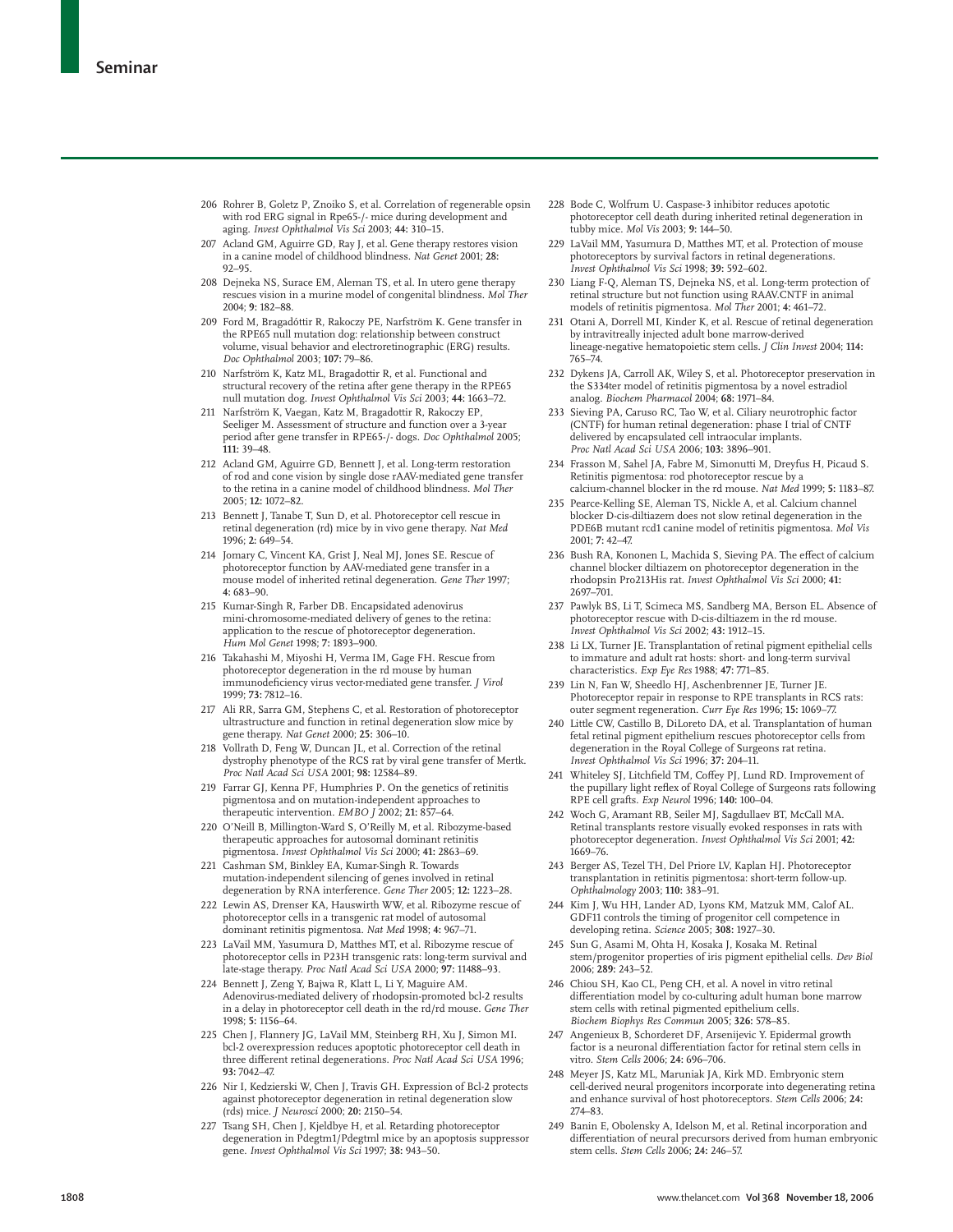206 Rohrer B, Goletz P, Znoiko S, et al. Correlation of regenerable opsin with rod ERG signal in Rpe65-/- mice during development and aging. *Invest Ophthalmol Vis Sci* 2003; **44:** 310–15.

207 Acland GM, Aguirre GD, Ray J, et al. Gene therapy restores vision in a canine model of childhood blindness. *Nat Genet* 2001; **28:** 92–95.

208 Dejneka NS, Surace EM, Aleman TS, et al. In utero gene therapy rescues vision in a murine model of congenital blindness. *Mol Ther* 2004; **9:** 182–88.

209 Ford M, Bragadóttir R, Rakoczy PE, Narfström K. Gene transfer in the RPE65 null mutation dog: relationship between construct volume, visual behavior and electroretinographic (ERG) results. *Doc Ophthalmol* 2003; **107:** 79–86.

210 Narfström K, Katz ML, Bragadottir R, et al. Functional and structural recovery of the retina after gene therapy in the RPE65 null mutation dog. *Invest Ophthalmol Vis Sci* 2003; **44:** 1663–72.

211 Narfström K, Vaegan, Katz M, Bragadottir R, Rakoczy EP, Seeliger M. Assessment of structure and function over a 3-year period after gene transfer in RPE65-/- dogs. *Doc Ophthalmol* 2005; **111:** 39–48.

212 Acland GM, Aguirre GD, Bennett J, et al. Long-term restoration of rod and cone vision by single dose rAAV-mediated gene transfer to the retina in a canine model of childhood blindness. *Mol Ther* 2005; **12:** 1072–82.

213 Bennett J, Tanabe T, Sun D, et al. Photoreceptor cell rescue in retinal degeneration (rd) mice by in vivo gene therapy. *Nat Med* 1996; **2:** 649–54.

214 Jomary C, Vincent KA, Grist J, Neal MJ, Jones SE. Rescue of photoreceptor function by AAV-mediated gene transfer in a mouse model of inherited retinal degeneration. *Gene Ther* 1997; **4:** 683–90.

215 Kumar-Singh R, Farber DB. Encapsidated adenovirus mini-chromosome-mediated delivery of genes to the retina: application to the rescue of photoreceptor degeneration. *Hum Mol Genet* 1998; **7:** 1893–900.

216 Takahashi M, Miyoshi H, Verma IM, Gage FH. Rescue from photoreceptor degeneration in the rd mouse by human immunodeficiency virus vector-mediated gene transfer. *J Virol* 1999; **73:** 7812–16.

217 Ali RR, Sarra GM, Stephens C, et al. Restoration of photoreceptor ultrastructure and function in retinal degeneration slow mice by gene therapy. *Nat Genet* 2000; **25:** 306–10.

218 Vollrath D, Feng W, Duncan JL, et al. Correction of the retinal dystrophy phenotype of the RCS rat by viral gene transfer of Mertk. *Proc Natl Acad Sci USA* 2001; **98:** 12584–89.

219 Farrar GJ, Kenna PF, Humphries P. On the genetics of retinitis pigmentosa and on mutation-independent approaches to therapeutic intervention. *EMBO J* 2002; **21:** 857–64.

220 O'Neill B, Millington-Ward S, O'Reilly M, et al. Ribozyme-based therapeutic approaches for autosomal dominant retinitis pigmentosa. *Invest Ophthalmol Vis Sci* 2000; **41:** 2863–69.

221 Cashman SM, Binkley EA, Kumar-Singh R. Towards mutation-independent silencing of genes involved in retinal degeneration by RNA interference. *Gene Ther* 2005; **12:** 1223–28.

222 Lewin AS, Drenser KA, Hauswirth WW, et al. Ribozyme rescue of photoreceptor cells in a transgenic rat model of autosomal dominant retinitis pigmentosa. *Nat Med* 1998; **4:** 967–71.

223 LaVail MM, Yasumura D, Matthes MT, et al. Ribozyme rescue of photoreceptor cells in P23H transgenic rats: long-term survival and late-stage therapy. *Proc Natl Acad Sci USA* 2000; **97:** 11488–93.

224 Bennett J, Zeng Y, Bajwa R, Klatt L, Li Y, Maguire AM. Adenovirus-mediated delivery of rhodopsin-promoted bcl-2 results in a delay in photoreceptor cell death in the rd/rd mouse. *Gene Ther* 1998; **5:** 1156–64.

225 Chen J, Flannery JG, LaVail MM, Steinberg RH, Xu J, Simon MI. bcl-2 overexpression reduces apoptotic photoreceptor cell death in three different retinal degenerations. *Proc Natl Acad Sci USA* 1996; **93:** 7042–47.

226 Nir I, Kedzierski W, Chen J, Travis GH. Expression of Bcl-2 protects against photoreceptor degeneration in retinal degeneration slow (rds) mice. *J Neurosci* 2000; **20:** 2150–54.

227 Tsang SH, Chen J, Kjeldbye H, et al. Retarding photoreceptor degeneration in Pdegtm1/Pdegtml mice by an apoptosis suppressor gene. *Invest Ophthalmol Vis Sci* 1997; **38:** 943–50.

228 Bode C, Wolfrum U. Caspase-3 inhibitor reduces apototic photoreceptor cell death during inherited retinal degeneration in tubby mice. *Mol Vis* 2003; **9:** 144–50.

229 LaVail MM, Yasumura D, Matthes MT, et al. Protection of mouse photoreceptors by survival factors in retinal degenerations. *Invest Ophthalmol Vis Sci* 1998; **39:** 592–602.

230 Liang F-Q, Aleman TS, Dejneka NS, et al. Long-term protection of retinal structure but not function using RAAV.CNTF in animal models of retinitis pigmentosa. *Mol Ther* 2001; **4:** 461–72.

231 Otani A, Dorrell MI, Kinder K, et al. Rescue of retinal degeneration by intravitreally injected adult bone marrow-derived lineage-negative hematopoietic stem cells. *J Clin Invest* 2004; **114:** 765–74.

232 Dykens JA, Carroll AK, Wiley S, et al. Photoreceptor preservation in the S334ter model of retinitis pigmentosa by a novel estradiol analog. *Biochem Pharmacol* 2004; **68:** 1971–84.

233 Sieving PA, Caruso RC, Tao W, et al. Ciliary neurotrophic factor (CNTF) for human retinal degeneration: phase I trial of CNTF delivered by encapsulated cell intraocular implants. *Proc Natl Acad Sci USA* 2006; **103:** 3896–901.

234 Frasson M, Sahel JA, Fabre M, Simonutti M, Dreyfus H, Picaud S. Retinitis pigmentosa: rod photoreceptor rescue by a calcium-channel blocker in the rd mouse. *Nat Med* 1999; **5:** 1183–87.

235 Pearce-Kelling SE, Aleman TS, Nickle A, et al. Calcium channel blocker D-cis-diltiazem does not slow retinal degeneration in the PDE6B mutant rcd1 canine model of retinitis pigmentosa. *Mol Vis* 2001; **7:** 42–47.

236 Bush RA, Kononen L, Machida S, Sieving PA. The effect of calcium channel blocker diltiazem on photoreceptor degeneration in the rhodopsin Pro213His rat. *Invest Ophthalmol Vis Sci* 2000; **41:** 2697–701.

237 Pawlyk BS, Li T, Scimeca MS, Sandberg MA, Berson EL. Absence of photoreceptor rescue with D-cis-diltiazem in the rd mouse. *Invest Ophthalmol Vis Sci* 2002; **43:** 1912–15.

238 Li LX, Turner JE. Transplantation of retinal pigment epithelial cells to immature and adult rat hosts: short- and long-term survival characteristics. *Exp Eye Res* 1988; **47:** 771–85.

239 Lin N, Fan W, Sheedlo HJ, Aschenbrenner JE, Turner JE. Photoreceptor repair in response to RPE transplants in RCS rats: outer segment regeneration. *Curr Eye Res* 1996; **15:** 1069–77.

240 Little CW, Castillo B, DiLoreto DA, et al. Transplantation of human fetal retinal pigment epithelium rescues photoreceptor cells from degeneration in the Royal College of Surgeons rat retina. *Invest Ophthalmol Vis Sci* 1996; **37:** 204–11.

241 Whiteley SJ, Litchfield TM, Coffey PJ, Lund RD. Improvement of the pupillary light reflex of Royal College of Surgeons rats following RPE cell grafts. *Exp Neurol* 1996; **140:** 100–04.

242 Woch G, Aramant RB, Seiler MJ, Sagdullaev BT, McCall MA. Retinal transplants restore visually evoked responses in rats with photoreceptor degeneration. *Invest Ophthalmol Vis Sci* 2001; **42:** 1669–76.

243 Berger AS, Tezel TH, Del Priore LV, Kaplan HJ. Photoreceptor transplantation in retinitis pigmentosa: short-term follow-up. *Ophthalmology* 2003; **110:** 383–91.

244 Kim J, Wu HH, Lander AD, Lyons KM, Matzuk MM, Calof AL. GDF11 controls the timing of progenitor cell competence in developing retina. *Science* 2005; **308:** 1927–30.

245 Sun G, Asami M, Ohta H, Kosaka J, Kosaka M. Retinal stem/progenitor properties of iris pigment epithelial cells. *Dev Biol* 2006; **289:** 243–52.

246 Chiou SH, Kao CL, Peng CH, et al. A novel in vitro retinal differentiation model by co-culturing adult human bone marrow stem cells with retinal pigmented epithelium cells. *Biochem Biophys Res Commun* 2005; **326:** 578–85.

247 Angenieux B, Schorderet DF, Arsenijevic Y. Epidermal growth factor is a neuronal differentiation factor for retinal stem cells in vitro. *Stem Cells* 2006; **24:** 696–706.

248 Meyer JS, Katz ML, Maruniak JA, Kirk MD. Embryonic stem cell-derived neural progenitors incorporate into degenerating retina and enhance survival of host photoreceptors. *Stem Cells* 2006; **24:** 274–83.

249 Banin E, Obolensky A, Idelson M, et al. Retinal incorporation and differentiation of neural precursors derived from human embryonic stem cells. *Stem Cells* 2006; **24:** 246–57.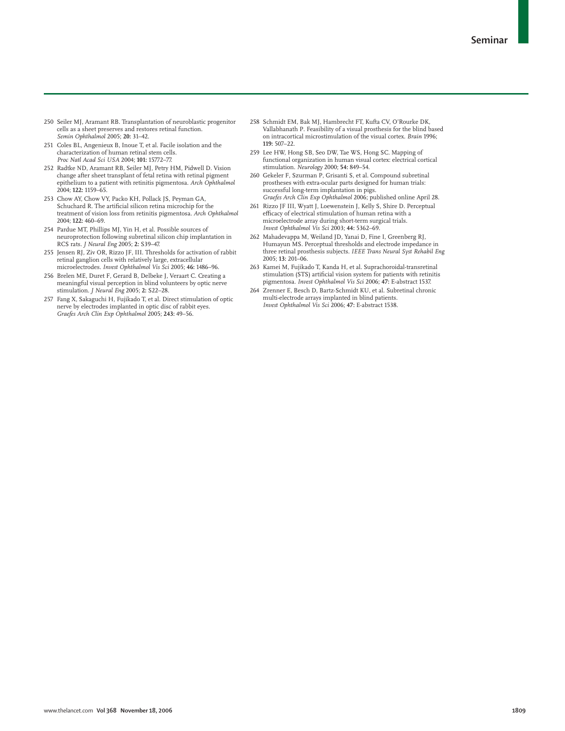250 Seiler MJ, Aramant RB. Transplantation of neuroblastic progenitor cells as a sheet preserves and restores retinal function. *Semin Ophthalmol* 2005; **20:** 31–42.

251 Coles BL, Angenieux B, Inoue T, et al. Facile isolation and the characterization of human retinal stem cells. *Proc Natl Acad Sci USA* 2004; **101:** 15772–77.

252 Radtke ND, Aramant RB, Seiler MJ, Petry HM, Pidwell D. Vision change after sheet transplant of fetal retina with retinal pigment epithelium to a patient with retinitis pigmentosa. *Arch Ophthalmol* 2004; **122:** 1159–65.

253 Chow AY, Chow VY, Packo KH, Pollack JS, Peyman GA, Schuchard R. The artificial silicon retina microchip for the treatment of vision loss from retinitis pigmentosa. *Arch Ophthalmol* 2004; **122:** 460–69.

254 Pardue MT, Phillips MJ, Yin H, et al. Possible sources of neuroprotection following subretinal silicon chip implantation in RCS rats. *J Neural Eng* 2005; **2:** S39–47.

255 Jensen RJ, Ziv OR, Rizzo JF, III. Thresholds for activation of rabbit retinal ganglion cells with relatively large, extracellular microelectrodes. *Invest Ophthalmol Vis Sci* 2005; **46:** 1486–96.

256 Brelen ME, Duret F, Gerard B, Delbeke J, Veraart C. Creating a meaningful visual perception in blind volunteers by optic nerve stimulation. *J Neural Eng* 2005; **2:** S22–28.

257 Fang X, Sakaguchi H, Fujikado T, et al. Direct stimulation of optic nerve by electrodes implanted in optic disc of rabbit eyes. *Graefes Arch Clin Exp Ophthalmol* 2005; **243:** 49–56.

258 Schmidt EM, Bak MJ, Hambrecht FT, Kufta CV, O'Rourke DK, Vallabhanath P. Feasibility of a visual prosthesis for the blind based on intracortical microstimulation of the visual cortex. *Brain* 1996; **119:** 507–22.

259 Lee HW, Hong SB, Seo DW, Tae WS, Hong SC. Mapping of functional organization in human visual cortex: electrical cortical stimulation. *Neurology* 2000; **54:** 849–54.

260 Gekeler F, Szurman P, Grisanti S, et al. Compound subretinal prostheses with extra-ocular parts designed for human trials: successful long-term implantation in pigs. *Graefes Arch Clin Exp Ophthalmol* 2006; published online April 28.

261 Rizzo JF III, Wyatt J, Loewenstein J, Kelly S, Shire D. Perceptual efficacy of electrical stimulation of human retina with a microelectrode array during short-term surgical trials. *Invest Ophthalmol Vis Sci* 2003; **44:** 5362–69.

262 Mahadevappa M, Weiland JD, Yanai D, Fine I, Greenberg RJ, Humayun MS. Perceptual thresholds and electrode impedance in three retinal prosthesis subjects. *IEEE Trans Neural Syst Rehabil Eng* 2005; **13:** 201–06.

263 Kamei M, Fujikado T, Kanda H, et al. Suprachoroidal-transretinal stimulation (STS) artificial vision system for patients with retinitis pigmentosa. *Invest Ophthalmol Vis Sci* 2006; **47:** E-abstract 1537.

264 Zrenner E, Besch D, Bartz-Schmidt KU, et al. Subretinal chronic multi-electrode arrays implanted in blind patients. *Invest Ophthalmol Vis Sci* 2006; **47:** E-abstract 1538.